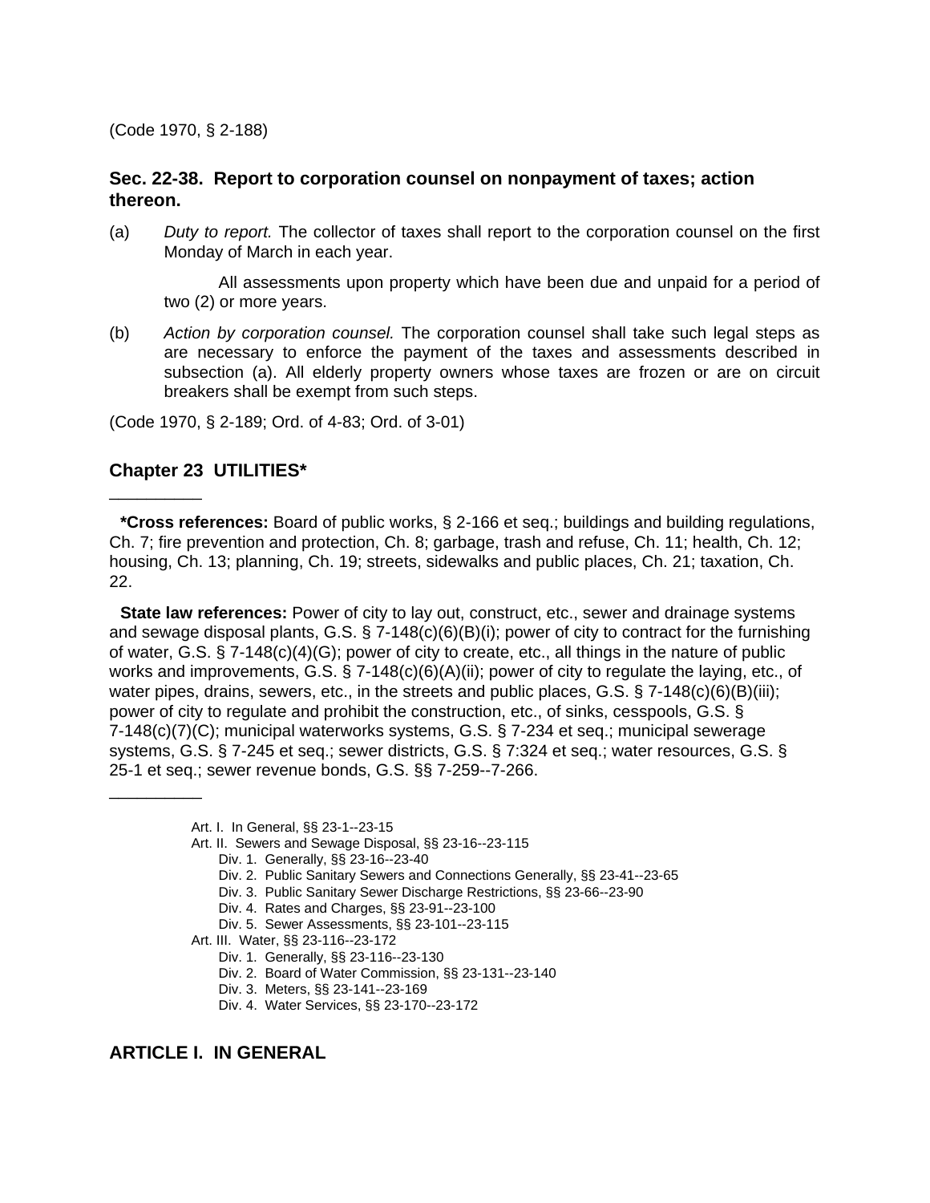(Code 1970, § 2-188)

### Sec. 22-38. Report to corporation counsel on nonpayment of taxes; action thereon.

(a) *Duty to report.* The collector of taxes shall report to the corporation counsel on the first Monday of March in each year.

All assessments upon property which have been due and unpaid for a period of two (2) or more years.

(b) *Action by corporation counsel.* The corporation counsel shall take such legal steps as are necessary to enforce the payment of the taxes and assessments described in subsection (a). All elderly property owners whose taxes are frozen or are on circuit breakers shall be exempt from such steps.

(Code 1970, § 2-189; Ord. of 4-83; Ord. of 3-01)

## Chapter 23 UTILITIES*

---

**\*Cross references:** Board of public works, § 2-166 et seq.; buildings and building regulations, Ch. 7; fire prevention and protection, Ch. 8; garbage, trash and refuse, Ch. 11; health, Ch. 12; housing, Ch. 13; planning, Ch. 19; streets, sidewalks and public places, Ch. 21; taxation, Ch. 22.

**State law references:** Power of city to lay out, construct, etc., sewer and drainage systems and sewage disposal plants, G.S. § 7-148(c)(6)(B)(i); power of city to contract for the furnishing of water, G.S. § 7-148(c)(4)(G); power of city to create, etc., all things in the nature of public works and improvements, G.S. § 7-148(c)(6)(A)(ii); power of city to regulate the laying, etc., of water pipes, drains, sewers, etc., in the streets and public places, G.S. § 7-148(c)(6)(B)(iii); power of city to regulate and prohibit the construction, etc., of sinks, cesspools, G.S. § 7-148(c)(7)(C); municipal waterworks systems, G.S. § 7-234 et seq.; municipal sewerage systems, G.S. § 7-245 et seq.; sewer districts, G.S. § 7:324 et seq.; water resources, G.S. § 25-1 et seq.; sewer revenue bonds, G.S. §§ 7-259--7-266.

---

- Art. I. In General, §§ 23-1--23-15
- Art. II. Sewers and Sewage Disposal, §§ 23-16--23-115
  - Div. 1. Generally, §§ 23-16--23-40
  - Div. 2. Public Sanitary Sewers and Connections Generally, §§ 23-41--23-65
  - Div. 3. Public Sanitary Sewer Discharge Restrictions, §§ 23-66--23-90
  - Div. 4. Rates and Charges, §§ 23-91--23-100
  - Div. 5. Sewer Assessments, §§ 23-101--23-115
- Art. III. Water, §§ 23-116--23-172
  - Div. 1. Generally, §§ 23-116--23-130
  - Div. 2. Board of Water Commission, §§ 23-131--23-140
  - Div. 3. Meters, §§ 23-141--23-169
  - Div. 4. Water Services, §§ 23-170--23-172

## ARTICLE I. IN GENERAL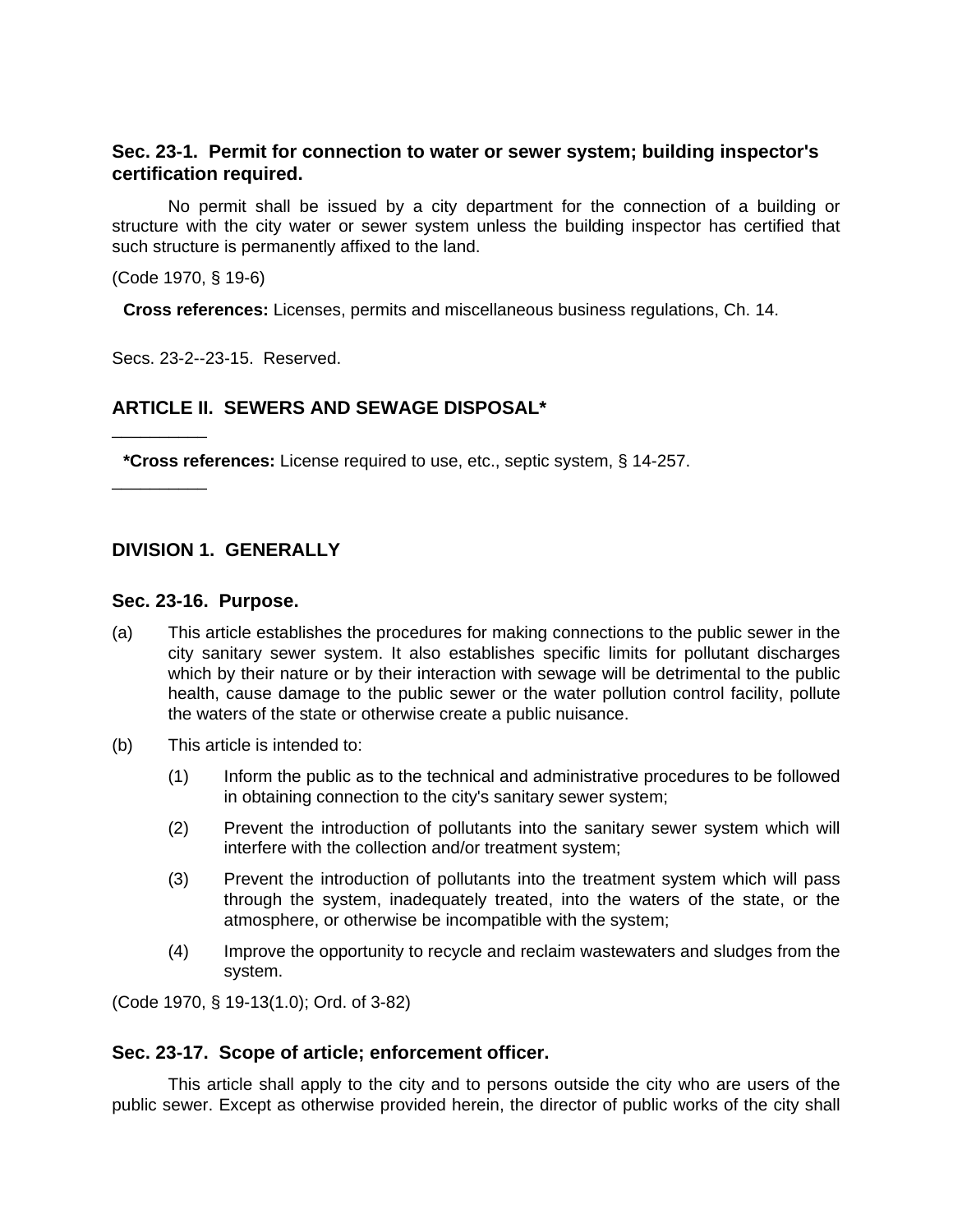### Sec. 23-1. Permit for connection to water or sewer system; building inspector's certification required.

No permit shall be issued by a city department for the connection of a building or structure with the city water or sewer system unless the building inspector has certified that such structure is permanently affixed to the land.

(Code 1970, § 19-6)

**Cross references:** Licenses, permits and miscellaneous business regulations, Ch. 14.

Secs. 23-2--23-15. Reserved.

## ARTICLE II. SEWERS AND SEWAGE DISPOSAL*

---

**\*Cross references:** License required to use, etc., septic system, § 14-257.

---

## DIVISION 1. GENERALLY

### Sec. 23-16. Purpose.

(a) This article establishes the procedures for making connections to the public sewer in the city sanitary sewer system. It also establishes specific limits for pollutant discharges which by their nature or by their interaction with sewage will be detrimental to the public health, cause damage to the public sewer or the water pollution control facility, pollute the waters of the state or otherwise create a public nuisance.

(b) This article is intended to:

(1) Inform the public as to the technical and administrative procedures to be followed in obtaining connection to the city's sanitary sewer system;

(2) Prevent the introduction of pollutants into the sanitary sewer system which will interfere with the collection and/or treatment system;

(3) Prevent the introduction of pollutants into the treatment system which will pass through the system, inadequately treated, into the waters of the state, or the atmosphere, or otherwise be incompatible with the system;

(4) Improve the opportunity to recycle and reclaim wastewaters and sludges from the system.

(Code 1970, § 19-13(1.0); Ord. of 3-82)

### Sec. 23-17. Scope of article; enforcement officer.

This article shall apply to the city and to persons outside the city who are users of the public sewer. Except as otherwise provided herein, the director of public works of the city shall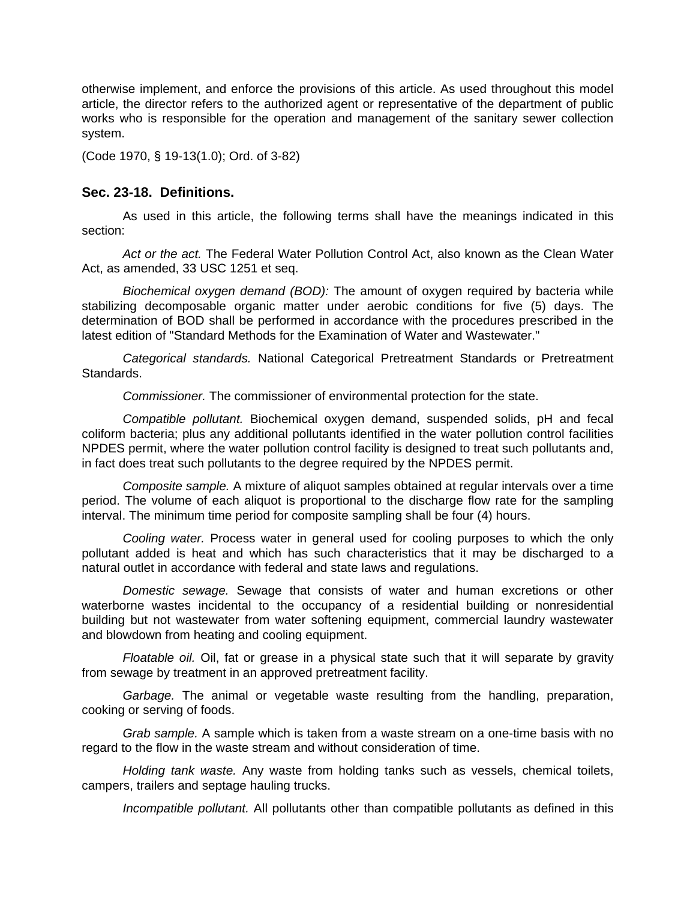otherwise implement, and enforce the provisions of this article. As used throughout this model article, the director refers to the authorized agent or representative of the department of public works who is responsible for the operation and management of the sanitary sewer collection system.

(Code 1970, § 19-13(1.0); Ord. of 3-82)

### Sec. 23-18. Definitions.

As used in this article, the following terms shall have the meanings indicated in this section:

*Act or the act.* The Federal Water Pollution Control Act, also known as the Clean Water Act, as amended, 33 USC 1251 et seq.

*Biochemical oxygen demand (BOD):* The amount of oxygen required by bacteria while stabilizing decomposable organic matter under aerobic conditions for five (5) days. The determination of BOD shall be performed in accordance with the procedures prescribed in the latest edition of "Standard Methods for the Examination of Water and Wastewater."

*Categorical standards.* National Categorical Pretreatment Standards or Pretreatment Standards.

*Commissioner.* The commissioner of environmental protection for the state.

*Compatible pollutant.* Biochemical oxygen demand, suspended solids, pH and fecal coliform bacteria; plus any additional pollutants identified in the water pollution control facilities NPDES permit, where the water pollution control facility is designed to treat such pollutants and, in fact does treat such pollutants to the degree required by the NPDES permit.

*Composite sample.* A mixture of aliquot samples obtained at regular intervals over a time period. The volume of each aliquot is proportional to the discharge flow rate for the sampling interval. The minimum time period for composite sampling shall be four (4) hours.

*Cooling water.* Process water in general used for cooling purposes to which the only pollutant added is heat and which has such characteristics that it may be discharged to a natural outlet in accordance with federal and state laws and regulations.

*Domestic sewage.* Sewage that consists of water and human excretions or other waterborne wastes incidental to the occupancy of a residential building or nonresidential building but not wastewater from water softening equipment, commercial laundry wastewater and blowdown from heating and cooling equipment.

*Floatable oil.* Oil, fat or grease in a physical state such that it will separate by gravity from sewage by treatment in an approved pretreatment facility.

*Garbage.* The animal or vegetable waste resulting from the handling, preparation, cooking or serving of foods.

*Grab sample.* A sample which is taken from a waste stream on a one-time basis with no regard to the flow in the waste stream and without consideration of time.

*Holding tank waste.* Any waste from holding tanks such as vessels, chemical toilets, campers, trailers and septage hauling trucks.

*Incompatible pollutant.* All pollutants other than compatible pollutants as defined in this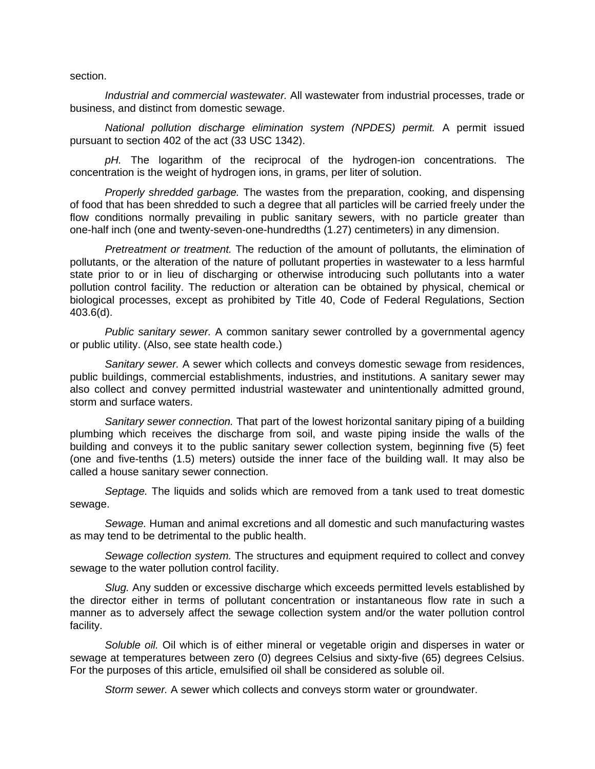section.

*Industrial and commercial wastewater.* All wastewater from industrial processes, trade or business, and distinct from domestic sewage.

*National pollution discharge elimination system (NPDES) permit.* A permit issued pursuant to section 402 of the act (33 USC 1342).

*pH.* The logarithm of the reciprocal of the hydrogen-ion concentrations. The concentration is the weight of hydrogen ions, in grams, per liter of solution.

*Properly shredded garbage.* The wastes from the preparation, cooking, and dispensing of food that has been shredded to such a degree that all particles will be carried freely under the flow conditions normally prevailing in public sanitary sewers, with no particle greater than one-half inch (one and twenty-seven-one-hundredths (1.27) centimeters) in any dimension.

*Pretreatment or treatment.* The reduction of the amount of pollutants, the elimination of pollutants, or the alteration of the nature of pollutant properties in wastewater to a less harmful state prior to or in lieu of discharging or otherwise introducing such pollutants into a water pollution control facility. The reduction or alteration can be obtained by physical, chemical or biological processes, except as prohibited by Title 40, Code of Federal Regulations, Section 403.6(d).

*Public sanitary sewer.* A common sanitary sewer controlled by a governmental agency or public utility. (Also, see state health code.)

*Sanitary sewer.* A sewer which collects and conveys domestic sewage from residences, public buildings, commercial establishments, industries, and institutions. A sanitary sewer may also collect and convey permitted industrial wastewater and unintentionally admitted ground, storm and surface waters.

*Sanitary sewer connection.* That part of the lowest horizontal sanitary piping of a building plumbing which receives the discharge from soil, and waste piping inside the walls of the building and conveys it to the public sanitary sewer collection system, beginning five (5) feet (one and five-tenths (1.5) meters) outside the inner face of the building wall. It may also be called a house sanitary sewer connection.

*Septage.* The liquids and solids which are removed from a tank used to treat domestic sewage.

*Sewage.* Human and animal excretions and all domestic and such manufacturing wastes as may tend to be detrimental to the public health.

*Sewage collection system.* The structures and equipment required to collect and convey sewage to the water pollution control facility.

*Slug.* Any sudden or excessive discharge which exceeds permitted levels established by the director either in terms of pollutant concentration or instantaneous flow rate in such a manner as to adversely affect the sewage collection system and/or the water pollution control facility.

*Soluble oil.* Oil which is of either mineral or vegetable origin and disperses in water or sewage at temperatures between zero (0) degrees Celsius and sixty-five (65) degrees Celsius. For the purposes of this article, emulsified oil shall be considered as soluble oil.

*Storm sewer.* A sewer which collects and conveys storm water or groundwater.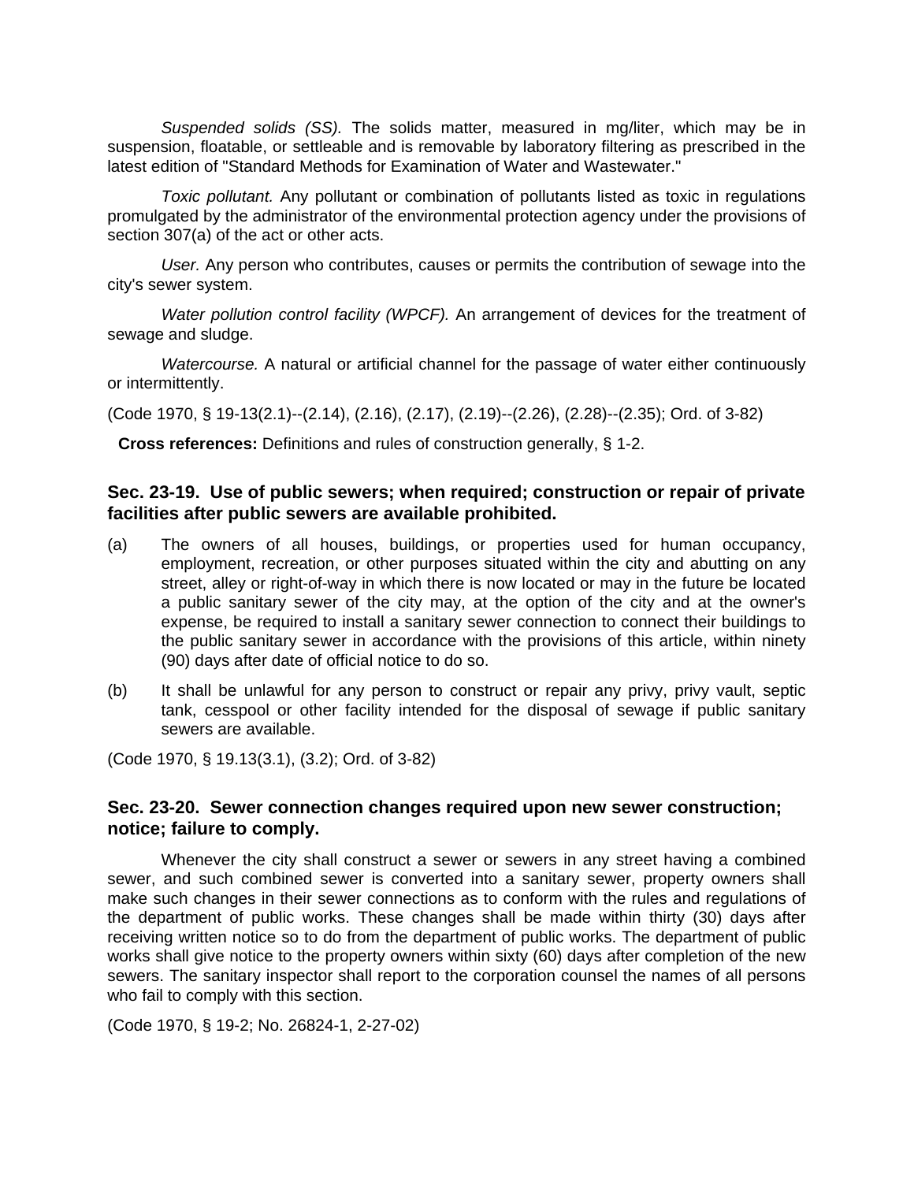*Suspended solids (SS).* The solids matter, measured in mg/liter, which may be in suspension, floatable, or settleable and is removable by laboratory filtering as prescribed in the latest edition of "Standard Methods for Examination of Water and Wastewater."

*Toxic pollutant.* Any pollutant or combination of pollutants listed as toxic in regulations promulgated by the administrator of the environmental protection agency under the provisions of section 307(a) of the act or other acts.

*User.* Any person who contributes, causes or permits the contribution of sewage into the city's sewer system.

*Water pollution control facility (WPCF).* An arrangement of devices for the treatment of sewage and sludge.

*Watercourse.* A natural or artificial channel for the passage of water either continuously or intermittently.

(Code 1970, § 19-13(2.1)--(2.14), (2.16), (2.17), (2.19)--(2.26), (2.28)--(2.35); Ord. of 3-82)

**Cross references:** Definitions and rules of construction generally, § 1-2.

### Sec. 23-19. Use of public sewers; when required; construction or repair of private facilities after public sewers are available prohibited.

(a) The owners of all houses, buildings, or properties used for human occupancy, employment, recreation, or other purposes situated within the city and abutting on any street, alley or right-of-way in which there is now located or may in the future be located a public sanitary sewer of the city may, at the option of the city and at the owner's expense, be required to install a sanitary sewer connection to connect their buildings to the public sanitary sewer in accordance with the provisions of this article, within ninety (90) days after date of official notice to do so.

(b) It shall be unlawful for any person to construct or repair any privy, privy vault, septic tank, cesspool or other facility intended for the disposal of sewage if public sanitary sewers are available.

(Code 1970, § 19.13(3.1), (3.2); Ord. of 3-82)

### Sec. 23-20. Sewer connection changes required upon new sewer construction; notice; failure to comply.

Whenever the city shall construct a sewer or sewers in any street having a combined sewer, and such combined sewer is converted into a sanitary sewer, property owners shall make such changes in their sewer connections as to conform with the rules and regulations of the department of public works. These changes shall be made within thirty (30) days after receiving written notice so to do from the department of public works. The department of public works shall give notice to the property owners within sixty (60) days after completion of the new sewers. The sanitary inspector shall report to the corporation counsel the names of all persons who fail to comply with this section.

(Code 1970, § 19-2; No. 26824-1, 2-27-02)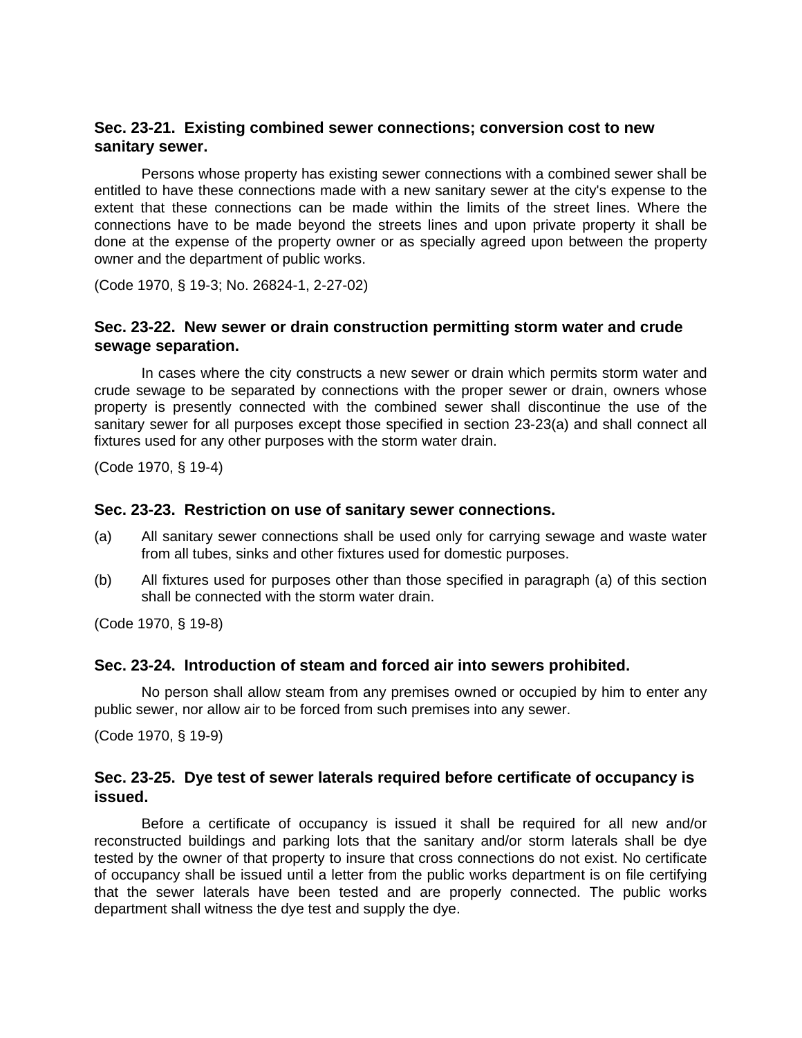### Sec. 23-21. Existing combined sewer connections; conversion cost to new sanitary sewer.

Persons whose property has existing sewer connections with a combined sewer shall be entitled to have these connections made with a new sanitary sewer at the city's expense to the extent that these connections can be made within the limits of the street lines. Where the connections have to be made beyond the streets lines and upon private property it shall be done at the expense of the property owner or as specially agreed upon between the property owner and the department of public works.

(Code 1970, § 19-3; No. 26824-1, 2-27-02)

### Sec. 23-22. New sewer or drain construction permitting storm water and crude sewage separation.

In cases where the city constructs a new sewer or drain which permits storm water and crude sewage to be separated by connections with the proper sewer or drain, owners whose property is presently connected with the combined sewer shall discontinue the use of the sanitary sewer for all purposes except those specified in section 23-23(a) and shall connect all fixtures used for any other purposes with the storm water drain.

(Code 1970, § 19-4)

### Sec. 23-23. Restriction on use of sanitary sewer connections.

(a) All sanitary sewer connections shall be used only for carrying sewage and waste water from all tubes, sinks and other fixtures used for domestic purposes.

(b) All fixtures used for purposes other than those specified in paragraph (a) of this section shall be connected with the storm water drain.

(Code 1970, § 19-8)

### Sec. 23-24. Introduction of steam and forced air into sewers prohibited.

No person shall allow steam from any premises owned or occupied by him to enter any public sewer, nor allow air to be forced from such premises into any sewer.

(Code 1970, § 19-9)

### Sec. 23-25. Dye test of sewer laterals required before certificate of occupancy is issued.

Before a certificate of occupancy is issued it shall be required for all new and/or reconstructed buildings and parking lots that the sanitary and/or storm laterals shall be dye tested by the owner of that property to insure that cross connections do not exist. No certificate of occupancy shall be issued until a letter from the public works department is on file certifying that the sewer laterals have been tested and are properly connected. The public works department shall witness the dye test and supply the dye.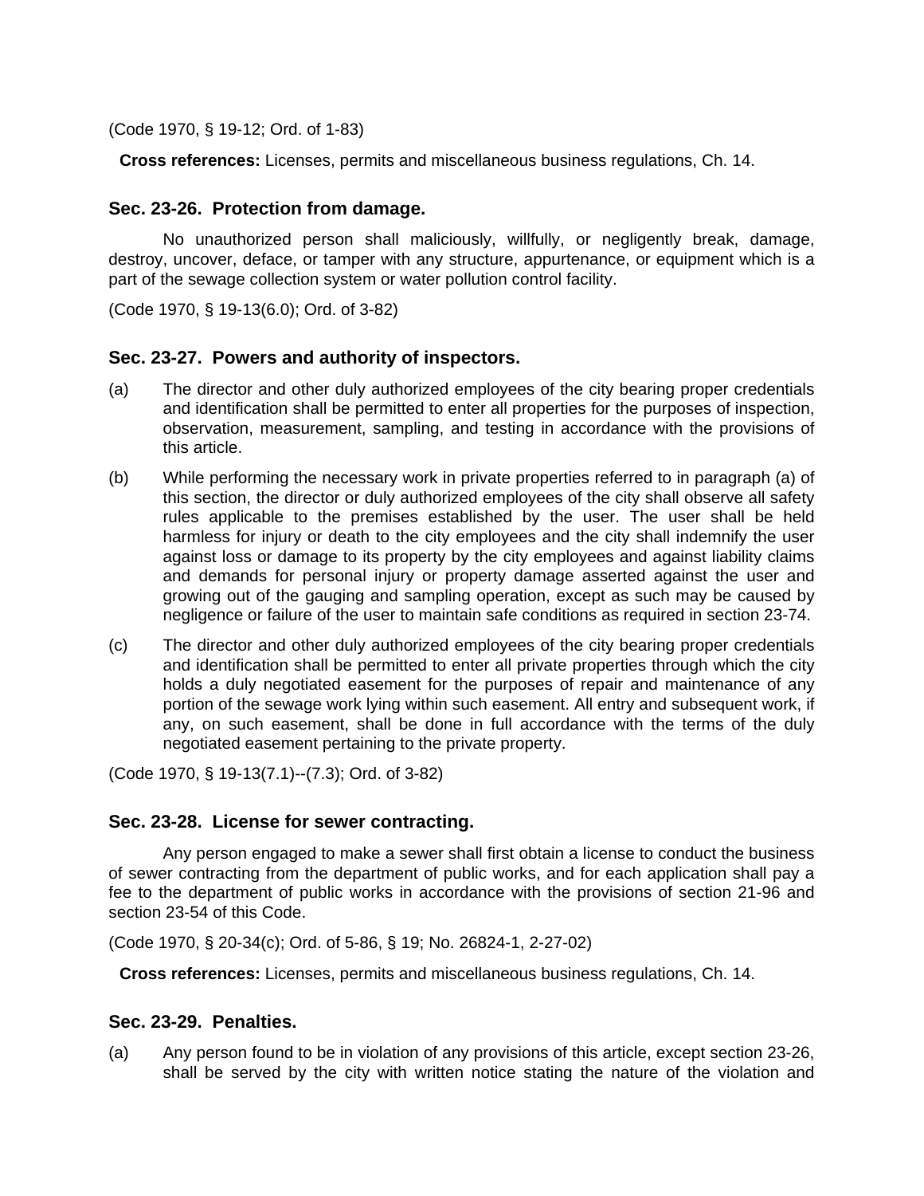(Code 1970, § 19-12; Ord. of 1-83)

**Cross references:** Licenses, permits and miscellaneous business regulations, Ch. 14.

### Sec. 23-26. Protection from damage.

No unauthorized person shall maliciously, willfully, or negligently break, damage, destroy, uncover, deface, or tamper with any structure, appurtenance, or equipment which is a part of the sewage collection system or water pollution control facility.

(Code 1970, § 19-13(6.0); Ord. of 3-82)

### Sec. 23-27. Powers and authority of inspectors.

(a) The director and other duly authorized employees of the city bearing proper credentials and identification shall be permitted to enter all properties for the purposes of inspection, observation, measurement, sampling, and testing in accordance with the provisions of this article.

(b) While performing the necessary work in private properties referred to in paragraph (a) of this section, the director or duly authorized employees of the city shall observe all safety rules applicable to the premises established by the user. The user shall be held harmless for injury or death to the city employees and the city shall indemnify the user against loss or damage to its property by the city employees and against liability claims and demands for personal injury or property damage asserted against the user and growing out of the gauging and sampling operation, except as such may be caused by negligence or failure of the user to maintain safe conditions as required in section 23-74.

(c) The director and other duly authorized employees of the city bearing proper credentials and identification shall be permitted to enter all private properties through which the city holds a duly negotiated easement for the purposes of repair and maintenance of any portion of the sewage work lying within such easement. All entry and subsequent work, if any, on such easement, shall be done in full accordance with the terms of the duly negotiated easement pertaining to the private property.

(Code 1970, § 19-13(7.1)--(7.3); Ord. of 3-82)

### Sec. 23-28. License for sewer contracting.

Any person engaged to make a sewer shall first obtain a license to conduct the business of sewer contracting from the department of public works, and for each application shall pay a fee to the department of public works in accordance with the provisions of section 21-96 and section 23-54 of this Code.

(Code 1970, § 20-34(c); Ord. of 5-86, § 19; No. 26824-1, 2-27-02)

**Cross references:** Licenses, permits and miscellaneous business regulations, Ch. 14.

### Sec. 23-29. Penalties.

(a) Any person found to be in violation of any provisions of this article, except section 23-26, shall be served by the city with written notice stating the nature of the violation and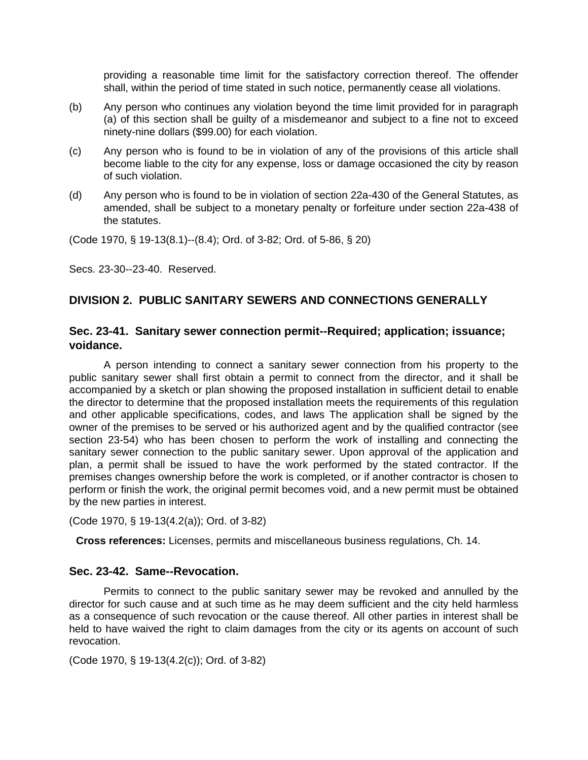providing a reasonable time limit for the satisfactory correction thereof. The offender shall, within the period of time stated in such notice, permanently cease all violations.

(b) Any person who continues any violation beyond the time limit provided for in paragraph (a) of this section shall be guilty of a misdemeanor and subject to a fine not to exceed ninety-nine dollars ($99.00) for each violation.

(c) Any person who is found to be in violation of any of the provisions of this article shall become liable to the city for any expense, loss or damage occasioned the city by reason of such violation.

(d) Any person who is found to be in violation of section 22a-430 of the General Statutes, as amended, shall be subject to a monetary penalty or forfeiture under section 22a-438 of the statutes.

(Code 1970, § 19-13(8.1)--(8.4); Ord. of 3-82; Ord. of 5-86, § 20)

Secs. 23-30--23-40. Reserved.

## DIVISION 2. PUBLIC SANITARY SEWERS AND CONNECTIONS GENERALLY

### Sec. 23-41. Sanitary sewer connection permit--Required; application; issuance; voidance.

A person intending to connect a sanitary sewer connection from his property to the public sanitary sewer shall first obtain a permit to connect from the director, and it shall be accompanied by a sketch or plan showing the proposed installation in sufficient detail to enable the director to determine that the proposed installation meets the requirements of this regulation and other applicable specifications, codes, and laws The application shall be signed by the owner of the premises to be served or his authorized agent and by the qualified contractor (see section 23-54) who has been chosen to perform the work of installing and connecting the sanitary sewer connection to the public sanitary sewer. Upon approval of the application and plan, a permit shall be issued to have the work performed by the stated contractor. If the premises changes ownership before the work is completed, or if another contractor is chosen to perform or finish the work, the original permit becomes void, and a new permit must be obtained by the new parties in interest.

(Code 1970, § 19-13(4.2(a)); Ord. of 3-82)

**Cross references:** Licenses, permits and miscellaneous business regulations, Ch. 14.

### Sec. 23-42. Same--Revocation.

Permits to connect to the public sanitary sewer may be revoked and annulled by the director for such cause and at such time as he may deem sufficient and the city held harmless as a consequence of such revocation or the cause thereof. All other parties in interest shall be held to have waived the right to claim damages from the city or its agents on account of such revocation.

(Code 1970, § 19-13(4.2(c)); Ord. of 3-82)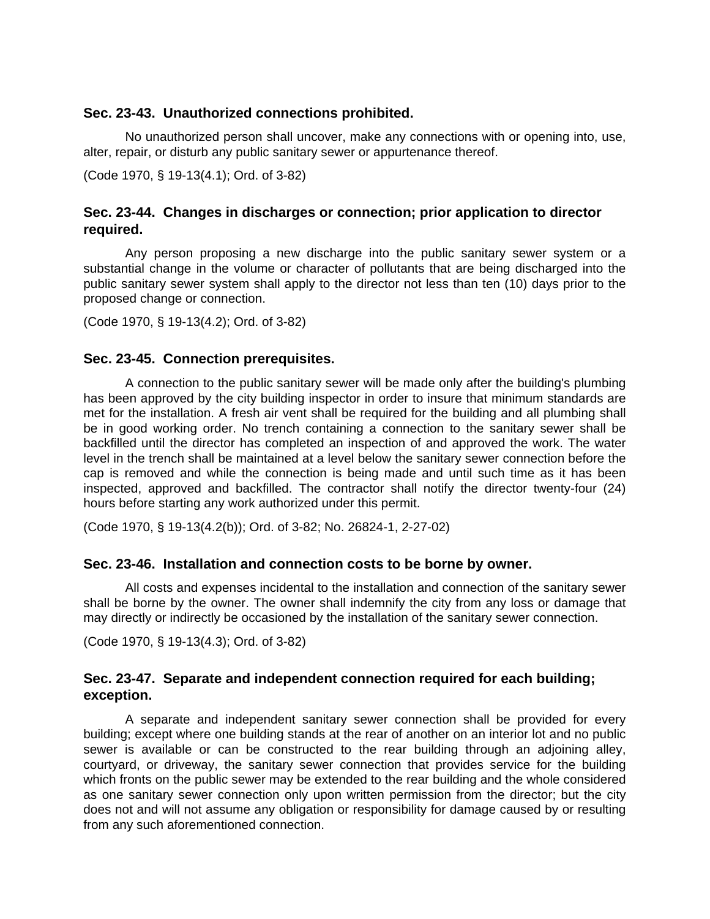### Sec. 23-43. Unauthorized connections prohibited.

No unauthorized person shall uncover, make any connections with or opening into, use, alter, repair, or disturb any public sanitary sewer or appurtenance thereof.

(Code 1970, § 19-13(4.1); Ord. of 3-82)

### Sec. 23-44. Changes in discharges or connection; prior application to director required.

Any person proposing a new discharge into the public sanitary sewer system or a substantial change in the volume or character of pollutants that are being discharged into the public sanitary sewer system shall apply to the director not less than ten (10) days prior to the proposed change or connection.

(Code 1970, § 19-13(4.2); Ord. of 3-82)

### Sec. 23-45. Connection prerequisites.

A connection to the public sanitary sewer will be made only after the building's plumbing has been approved by the city building inspector in order to insure that minimum standards are met for the installation. A fresh air vent shall be required for the building and all plumbing shall be in good working order. No trench containing a connection to the sanitary sewer shall be backfilled until the director has completed an inspection of and approved the work. The water level in the trench shall be maintained at a level below the sanitary sewer connection before the cap is removed and while the connection is being made and until such time as it has been inspected, approved and backfilled. The contractor shall notify the director twenty-four (24) hours before starting any work authorized under this permit.

(Code 1970, § 19-13(4.2(b)); Ord. of 3-82; No. 26824-1, 2-27-02)

### Sec. 23-46. Installation and connection costs to be borne by owner.

All costs and expenses incidental to the installation and connection of the sanitary sewer shall be borne by the owner. The owner shall indemnify the city from any loss or damage that may directly or indirectly be occasioned by the installation of the sanitary sewer connection.

(Code 1970, § 19-13(4.3); Ord. of 3-82)

### Sec. 23-47. Separate and independent connection required for each building; exception.

A separate and independent sanitary sewer connection shall be provided for every building; except where one building stands at the rear of another on an interior lot and no public sewer is available or can be constructed to the rear building through an adjoining alley, courtyard, or driveway, the sanitary sewer connection that provides service for the building which fronts on the public sewer may be extended to the rear building and the whole considered as one sanitary sewer connection only upon written permission from the director; but the city does not and will not assume any obligation or responsibility for damage caused by or resulting from any such aforementioned connection.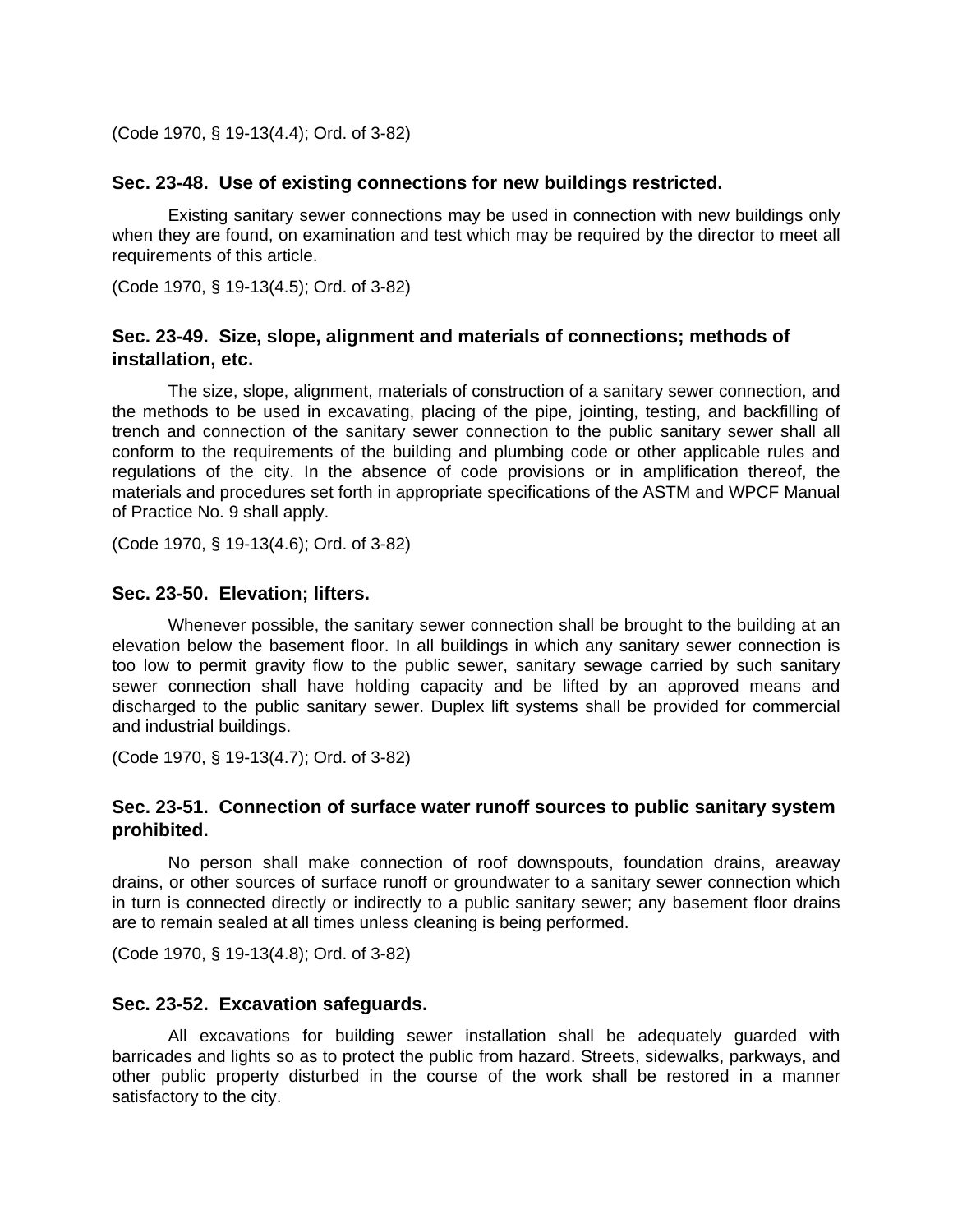(Code 1970, § 19-13(4.4); Ord. of 3-82)

### Sec. 23-48. Use of existing connections for new buildings restricted.

Existing sanitary sewer connections may be used in connection with new buildings only when they are found, on examination and test which may be required by the director to meet all requirements of this article.

(Code 1970, § 19-13(4.5); Ord. of 3-82)

### Sec. 23-49. Size, slope, alignment and materials of connections; methods of installation, etc.

The size, slope, alignment, materials of construction of a sanitary sewer connection, and the methods to be used in excavating, placing of the pipe, jointing, testing, and backfilling of trench and connection of the sanitary sewer connection to the public sanitary sewer shall all conform to the requirements of the building and plumbing code or other applicable rules and regulations of the city. In the absence of code provisions or in amplification thereof, the materials and procedures set forth in appropriate specifications of the ASTM and WPCF Manual of Practice No. 9 shall apply.

(Code 1970, § 19-13(4.6); Ord. of 3-82)

### Sec. 23-50. Elevation; lifters.

Whenever possible, the sanitary sewer connection shall be brought to the building at an elevation below the basement floor. In all buildings in which any sanitary sewer connection is too low to permit gravity flow to the public sewer, sanitary sewage carried by such sanitary sewer connection shall have holding capacity and be lifted by an approved means and discharged to the public sanitary sewer. Duplex lift systems shall be provided for commercial and industrial buildings.

(Code 1970, § 19-13(4.7); Ord. of 3-82)

### Sec. 23-51. Connection of surface water runoff sources to public sanitary system prohibited.

No person shall make connection of roof downspouts, foundation drains, areaway drains, or other sources of surface runoff or groundwater to a sanitary sewer connection which in turn is connected directly or indirectly to a public sanitary sewer; any basement floor drains are to remain sealed at all times unless cleaning is being performed.

(Code 1970, § 19-13(4.8); Ord. of 3-82)

### Sec. 23-52. Excavation safeguards.

All excavations for building sewer installation shall be adequately guarded with barricades and lights so as to protect the public from hazard. Streets, sidewalks, parkways, and other public property disturbed in the course of the work shall be restored in a manner satisfactory to the city.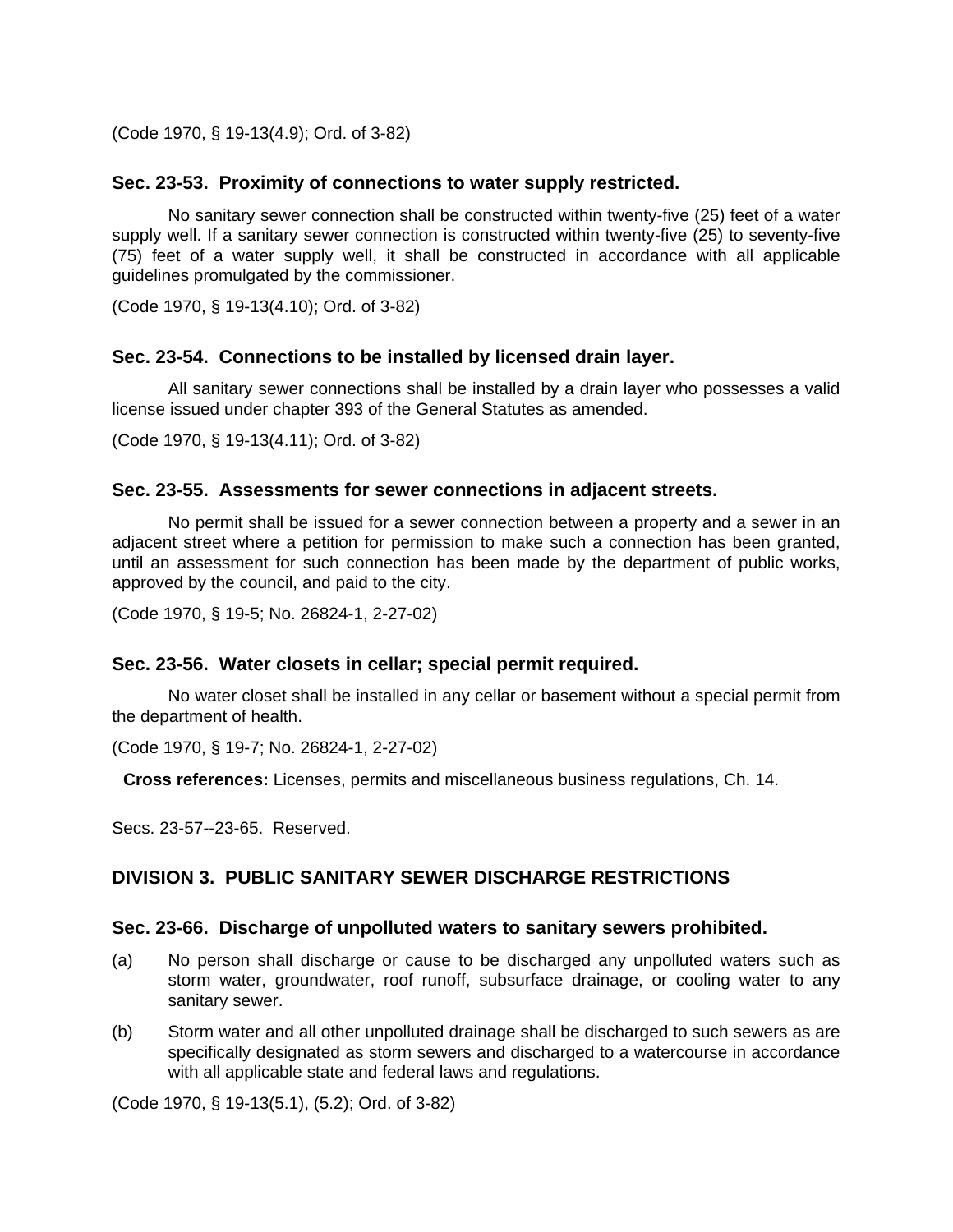(Code 1970, § 19-13(4.9); Ord. of 3-82)

### Sec. 23-53. Proximity of connections to water supply restricted.

No sanitary sewer connection shall be constructed within twenty-five (25) feet of a water supply well. If a sanitary sewer connection is constructed within twenty-five (25) to seventy-five (75) feet of a water supply well, it shall be constructed in accordance with all applicable guidelines promulgated by the commissioner.

(Code 1970, § 19-13(4.10); Ord. of 3-82)

### Sec. 23-54. Connections to be installed by licensed drain layer.

All sanitary sewer connections shall be installed by a drain layer who possesses a valid license issued under chapter 393 of the General Statutes as amended.

(Code 1970, § 19-13(4.11); Ord. of 3-82)

### Sec. 23-55. Assessments for sewer connections in adjacent streets.

No permit shall be issued for a sewer connection between a property and a sewer in an adjacent street where a petition for permission to make such a connection has been granted, until an assessment for such connection has been made by the department of public works, approved by the council, and paid to the city.

(Code 1970, § 19-5; No. 26824-1, 2-27-02)

### Sec. 23-56. Water closets in cellar; special permit required.

No water closet shall be installed in any cellar or basement without a special permit from the department of health.

(Code 1970, § 19-7; No. 26824-1, 2-27-02)

**Cross references:** Licenses, permits and miscellaneous business regulations, Ch. 14.

Secs. 23-57--23-65. Reserved.

## DIVISION 3. PUBLIC SANITARY SEWER DISCHARGE RESTRICTIONS

### Sec. 23-66. Discharge of unpolluted waters to sanitary sewers prohibited.

(a) No person shall discharge or cause to be discharged any unpolluted waters such as storm water, groundwater, roof runoff, subsurface drainage, or cooling water to any sanitary sewer.

(b) Storm water and all other unpolluted drainage shall be discharged to such sewers as are specifically designated as storm sewers and discharged to a watercourse in accordance with all applicable state and federal laws and regulations.

(Code 1970, § 19-13(5.1), (5.2); Ord. of 3-82)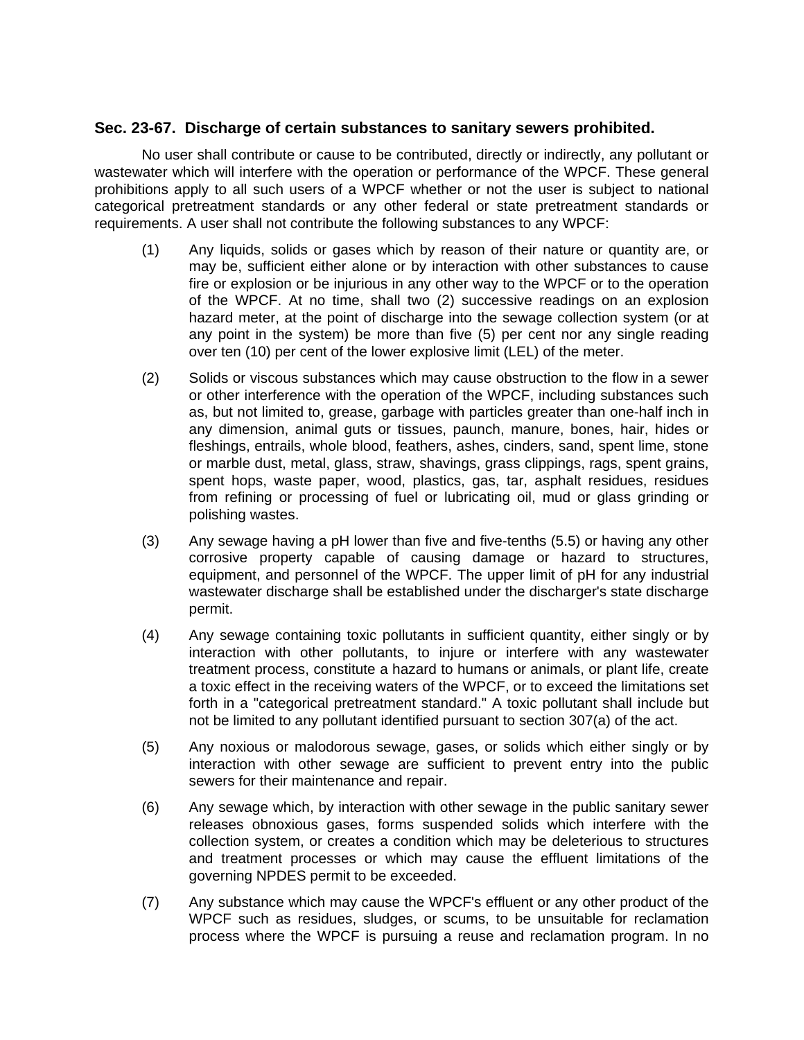### Sec. 23-67. Discharge of certain substances to sanitary sewers prohibited.

No user shall contribute or cause to be contributed, directly or indirectly, any pollutant or wastewater which will interfere with the operation or performance of the WPCF. These general prohibitions apply to all such users of a WPCF whether or not the user is subject to national categorical pretreatment standards or any other federal or state pretreatment standards or requirements. A user shall not contribute the following substances to any WPCF:

(1) Any liquids, solids or gases which by reason of their nature or quantity are, or may be, sufficient either alone or by interaction with other substances to cause fire or explosion or be injurious in any other way to the WPCF or to the operation of the WPCF. At no time, shall two (2) successive readings on an explosion hazard meter, at the point of discharge into the sewage collection system (or at any point in the system) be more than five (5) per cent nor any single reading over ten (10) per cent of the lower explosive limit (LEL) of the meter.

(2) Solids or viscous substances which may cause obstruction to the flow in a sewer or other interference with the operation of the WPCF, including substances such as, but not limited to, grease, garbage with particles greater than one-half inch in any dimension, animal guts or tissues, paunch, manure, bones, hair, hides or fleshings, entrails, whole blood, feathers, ashes, cinders, sand, spent lime, stone or marble dust, metal, glass, straw, shavings, grass clippings, rags, spent grains, spent hops, waste paper, wood, plastics, gas, tar, asphalt residues, residues from refining or processing of fuel or lubricating oil, mud or glass grinding or polishing wastes.

(3) Any sewage having a pH lower than five and five-tenths (5.5) or having any other corrosive property capable of causing damage or hazard to structures, equipment, and personnel of the WPCF. The upper limit of pH for any industrial wastewater discharge shall be established under the discharger's state discharge permit.

(4) Any sewage containing toxic pollutants in sufficient quantity, either singly or by interaction with other pollutants, to injure or interfere with any wastewater treatment process, constitute a hazard to humans or animals, or plant life, create a toxic effect in the receiving waters of the WPCF, or to exceed the limitations set forth in a "categorical pretreatment standard." A toxic pollutant shall include but not be limited to any pollutant identified pursuant to section 307(a) of the act.

(5) Any noxious or malodorous sewage, gases, or solids which either singly or by interaction with other sewage are sufficient to prevent entry into the public sewers for their maintenance and repair.

(6) Any sewage which, by interaction with other sewage in the public sanitary sewer releases obnoxious gases, forms suspended solids which interfere with the collection system, or creates a condition which may be deleterious to structures and treatment processes or which may cause the effluent limitations of the governing NPDES permit to be exceeded.

(7) Any substance which may cause the WPCF's effluent or any other product of the WPCF such as residues, sludges, or scums, to be unsuitable for reclamation process where the WPCF is pursuing a reuse and reclamation program. In no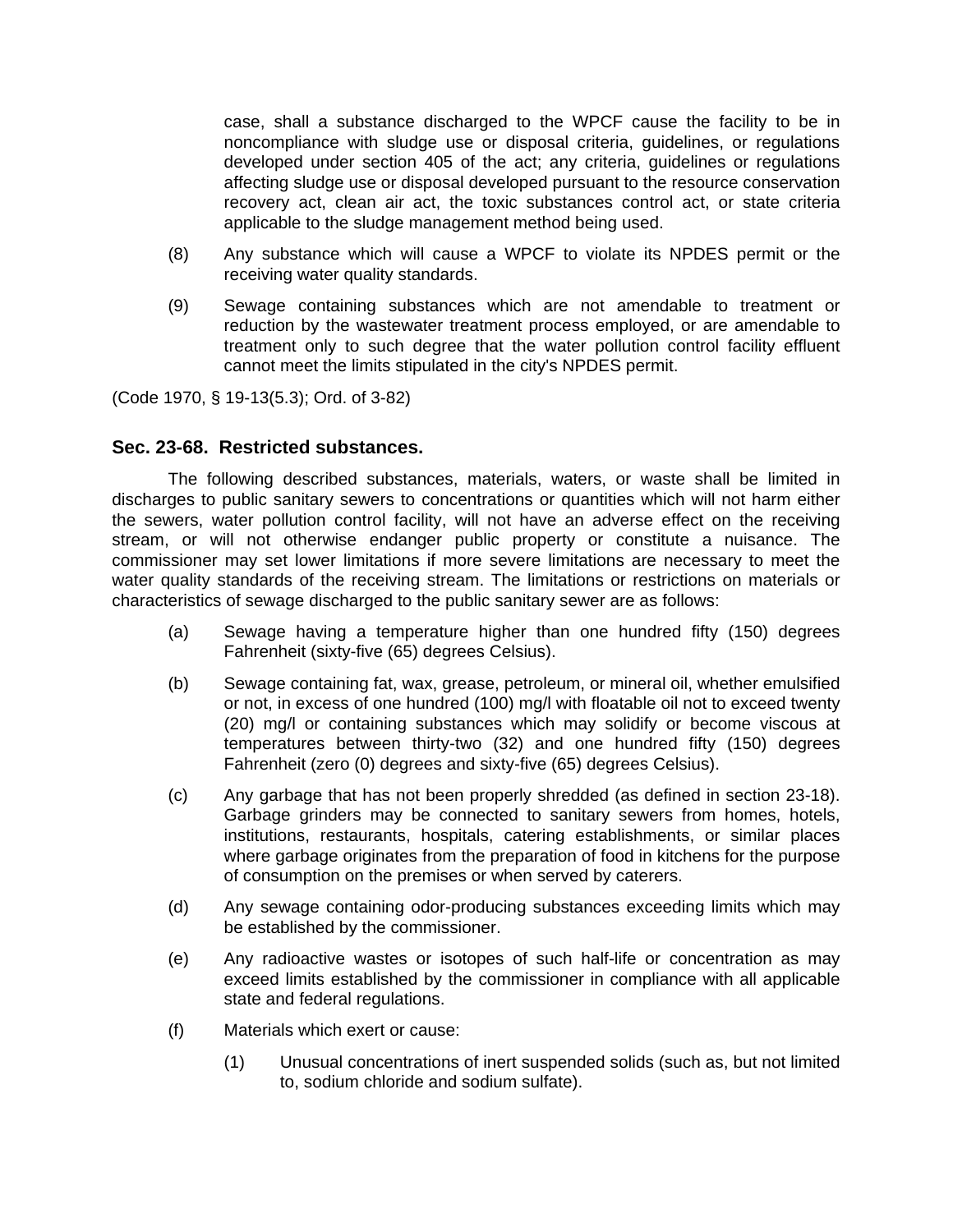case, shall a substance discharged to the WPCF cause the facility to be in noncompliance with sludge use or disposal criteria, guidelines, or regulations developed under section 405 of the act; any criteria, guidelines or regulations affecting sludge use or disposal developed pursuant to the resource conservation recovery act, clean air act, the toxic substances control act, or state criteria applicable to the sludge management method being used.

(8) Any substance which will cause a WPCF to violate its NPDES permit or the receiving water quality standards.

(9) Sewage containing substances which are not amendable to treatment or reduction by the wastewater treatment process employed, or are amendable to treatment only to such degree that the water pollution control facility effluent cannot meet the limits stipulated in the city's NPDES permit.

(Code 1970, § 19-13(5.3); Ord. of 3-82)

### Sec. 23-68. Restricted substances.

The following described substances, materials, waters, or waste shall be limited in discharges to public sanitary sewers to concentrations or quantities which will not harm either the sewers, water pollution control facility, will not have an adverse effect on the receiving stream, or will not otherwise endanger public property or constitute a nuisance. The commissioner may set lower limitations if more severe limitations are necessary to meet the water quality standards of the receiving stream. The limitations or restrictions on materials or characteristics of sewage discharged to the public sanitary sewer are as follows:

(a) Sewage having a temperature higher than one hundred fifty (150) degrees Fahrenheit (sixty-five (65) degrees Celsius).

(b) Sewage containing fat, wax, grease, petroleum, or mineral oil, whether emulsified or not, in excess of one hundred (100) mg/l with floatable oil not to exceed twenty (20) mg/l or containing substances which may solidify or become viscous at temperatures between thirty-two (32) and one hundred fifty (150) degrees Fahrenheit (zero (0) degrees and sixty-five (65) degrees Celsius).

(c) Any garbage that has not been properly shredded (as defined in section 23-18). Garbage grinders may be connected to sanitary sewers from homes, hotels, institutions, restaurants, hospitals, catering establishments, or similar places where garbage originates from the preparation of food in kitchens for the purpose of consumption on the premises or when served by caterers.

(d) Any sewage containing odor-producing substances exceeding limits which may be established by the commissioner.

(e) Any radioactive wastes or isotopes of such half-life or concentration as may exceed limits established by the commissioner in compliance with all applicable state and federal regulations.

(f) Materials which exert or cause:

(1) Unusual concentrations of inert suspended solids (such as, but not limited to, sodium chloride and sodium sulfate).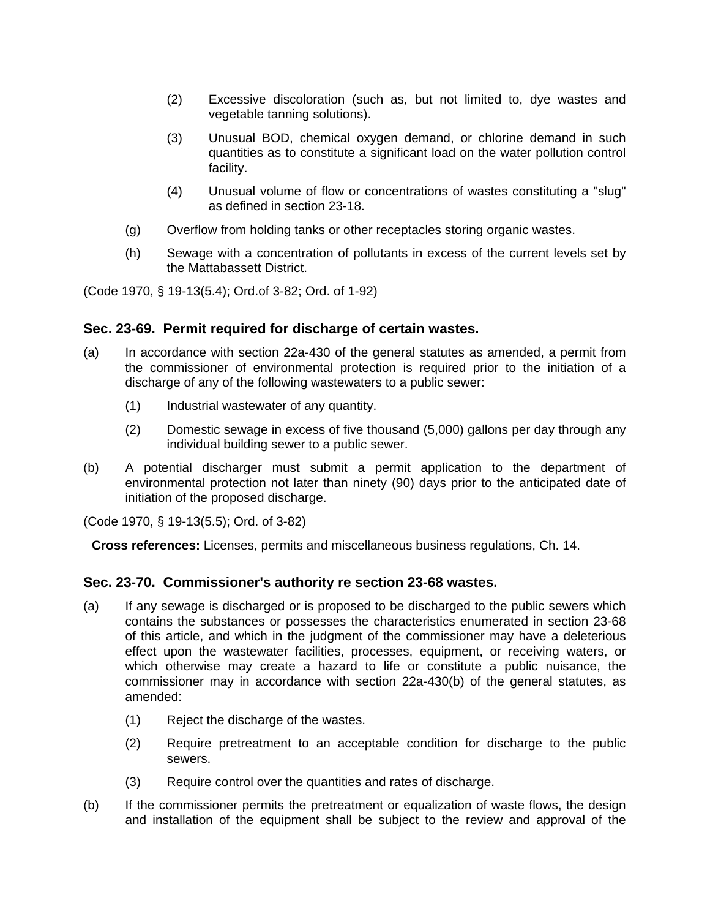(2) Excessive discoloration (such as, but not limited to, dye wastes and vegetable tanning solutions).

(3) Unusual BOD, chemical oxygen demand, or chlorine demand in such quantities as to constitute a significant load on the water pollution control facility.

(4) Unusual volume of flow or concentrations of wastes constituting a "slug" as defined in section 23-18.

(g) Overflow from holding tanks or other receptacles storing organic wastes.

(h) Sewage with a concentration of pollutants in excess of the current levels set by the Mattabassett District.

(Code 1970, § 19-13(5.4); Ord.of 3-82; Ord. of 1-92)

### Sec. 23-69. Permit required for discharge of certain wastes.

(a) In accordance with section 22a-430 of the general statutes as amended, a permit from the commissioner of environmental protection is required prior to the initiation of a discharge of any of the following wastewaters to a public sewer:

(1) Industrial wastewater of any quantity.

(2) Domestic sewage in excess of five thousand (5,000) gallons per day through any individual building sewer to a public sewer.

(b) A potential discharger must submit a permit application to the department of environmental protection not later than ninety (90) days prior to the anticipated date of initiation of the proposed discharge.

(Code 1970, § 19-13(5.5); Ord. of 3-82)

**Cross references:** Licenses, permits and miscellaneous business regulations, Ch. 14.

### Sec. 23-70. Commissioner's authority re section 23-68 wastes.

(a) If any sewage is discharged or is proposed to be discharged to the public sewers which contains the substances or possesses the characteristics enumerated in section 23-68 of this article, and which in the judgment of the commissioner may have a deleterious effect upon the wastewater facilities, processes, equipment, or receiving waters, or which otherwise may create a hazard to life or constitute a public nuisance, the commissioner may in accordance with section 22a-430(b) of the general statutes, as amended:

(1) Reject the discharge of the wastes.

(2) Require pretreatment to an acceptable condition for discharge to the public sewers.

(3) Require control over the quantities and rates of discharge.

(b) If the commissioner permits the pretreatment or equalization of waste flows, the design and installation of the equipment shall be subject to the review and approval of the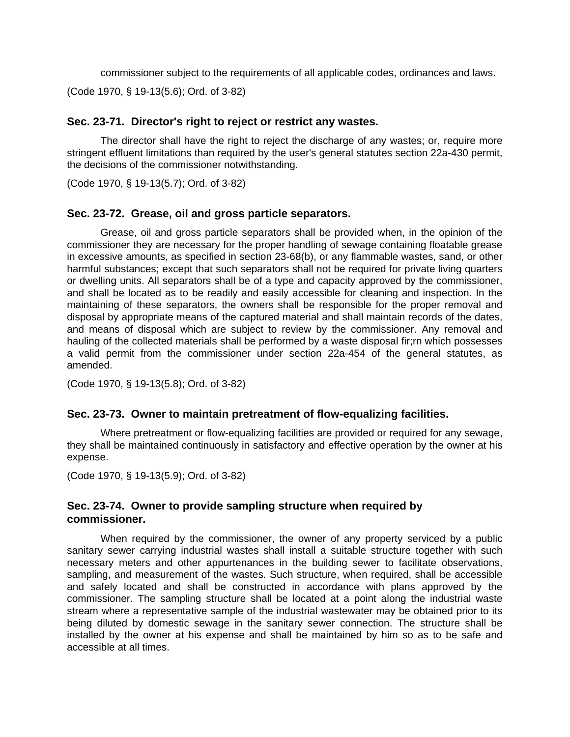commissioner subject to the requirements of all applicable codes, ordinances and laws.

(Code 1970, § 19-13(5.6); Ord. of 3-82)

### Sec. 23-71. Director's right to reject or restrict any wastes.

The director shall have the right to reject the discharge of any wastes; or, require more stringent effluent limitations than required by the user's general statutes section 22a-430 permit, the decisions of the commissioner notwithstanding.

(Code 1970, § 19-13(5.7); Ord. of 3-82)

### Sec. 23-72. Grease, oil and gross particle separators.

Grease, oil and gross particle separators shall be provided when, in the opinion of the commissioner they are necessary for the proper handling of sewage containing floatable grease in excessive amounts, as specified in section 23-68(b), or any flammable wastes, sand, or other harmful substances; except that such separators shall not be required for private living quarters or dwelling units. All separators shall be of a type and capacity approved by the commissioner, and shall be located as to be readily and easily accessible for cleaning and inspection. In the maintaining of these separators, the owners shall be responsible for the proper removal and disposal by appropriate means of the captured material and shall maintain records of the dates, and means of disposal which are subject to review by the commissioner. Any removal and hauling of the collected materials shall be performed by a waste disposal fir;rn which possesses a valid permit from the commissioner under section 22a-454 of the general statutes, as amended.

(Code 1970, § 19-13(5.8); Ord. of 3-82)

### Sec. 23-73. Owner to maintain pretreatment of flow-equalizing facilities.

Where pretreatment or flow-equalizing facilities are provided or required for any sewage, they shall be maintained continuously in satisfactory and effective operation by the owner at his expense.

(Code 1970, § 19-13(5.9); Ord. of 3-82)

### Sec. 23-74. Owner to provide sampling structure when required by commissioner.

When required by the commissioner, the owner of any property serviced by a public sanitary sewer carrying industrial wastes shall install a suitable structure together with such necessary meters and other appurtenances in the building sewer to facilitate observations, sampling, and measurement of the wastes. Such structure, when required, shall be accessible and safely located and shall be constructed in accordance with plans approved by the commissioner. The sampling structure shall be located at a point along the industrial waste stream where a representative sample of the industrial wastewater may be obtained prior to its being diluted by domestic sewage in the sanitary sewer connection. The structure shall be installed by the owner at his expense and shall be maintained by him so as to be safe and accessible at all times.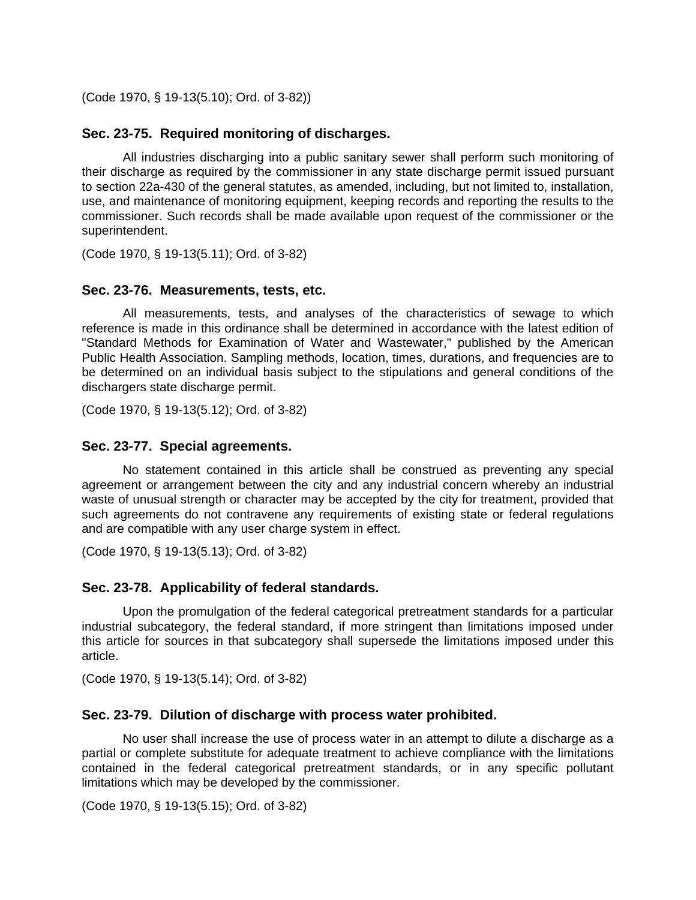(Code 1970, § 19-13(5.10); Ord. of 3-82))

### Sec. 23-75. Required monitoring of discharges.

All industries discharging into a public sanitary sewer shall perform such monitoring of their discharge as required by the commissioner in any state discharge permit issued pursuant to section 22a-430 of the general statutes, as amended, including, but not limited to, installation, use, and maintenance of monitoring equipment, keeping records and reporting the results to the commissioner. Such records shall be made available upon request of the commissioner or the superintendent.

(Code 1970, § 19-13(5.11); Ord. of 3-82)

### Sec. 23-76. Measurements, tests, etc.

All measurements, tests, and analyses of the characteristics of sewage to which reference is made in this ordinance shall be determined in accordance with the latest edition of "Standard Methods for Examination of Water and Wastewater," published by the American Public Health Association. Sampling methods, location, times, durations, and frequencies are to be determined on an individual basis subject to the stipulations and general conditions of the dischargers state discharge permit.

(Code 1970, § 19-13(5.12); Ord. of 3-82)

### Sec. 23-77. Special agreements.

No statement contained in this article shall be construed as preventing any special agreement or arrangement between the city and any industrial concern whereby an industrial waste of unusual strength or character may be accepted by the city for treatment, provided that such agreements do not contravene any requirements of existing state or federal regulations and are compatible with any user charge system in effect.

(Code 1970, § 19-13(5.13); Ord. of 3-82)

### Sec. 23-78. Applicability of federal standards.

Upon the promulgation of the federal categorical pretreatment standards for a particular industrial subcategory, the federal standard, if more stringent than limitations imposed under this article for sources in that subcategory shall supersede the limitations imposed under this article.

(Code 1970, § 19-13(5.14); Ord. of 3-82)

### Sec. 23-79. Dilution of discharge with process water prohibited.

No user shall increase the use of process water in an attempt to dilute a discharge as a partial or complete substitute for adequate treatment to achieve compliance with the limitations contained in the federal categorical pretreatment standards, or in any specific pollutant limitations which may be developed by the commissioner.

(Code 1970, § 19-13(5.15); Ord. of 3-82)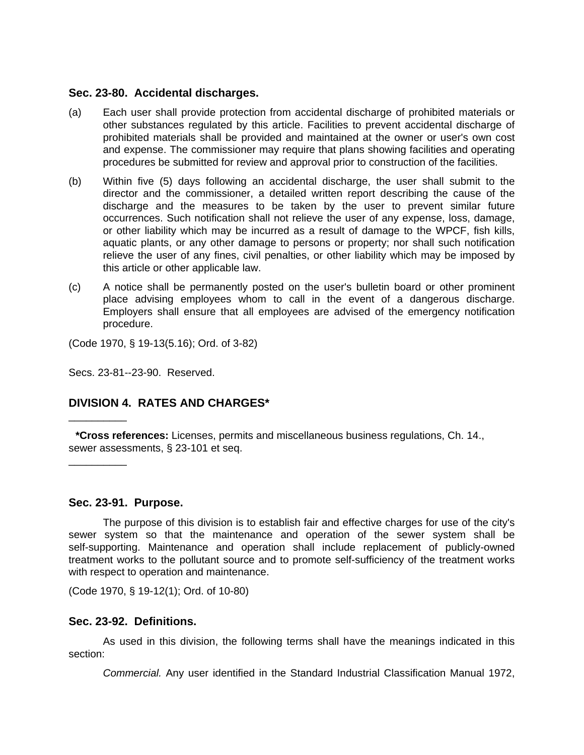### Sec. 23-80. Accidental discharges.

(a) Each user shall provide protection from accidental discharge of prohibited materials or other substances regulated by this article. Facilities to prevent accidental discharge of prohibited materials shall be provided and maintained at the owner or user's own cost and expense. The commissioner may require that plans showing facilities and operating procedures be submitted for review and approval prior to construction of the facilities.

(b) Within five (5) days following an accidental discharge, the user shall submit to the director and the commissioner, a detailed written report describing the cause of the discharge and the measures to be taken by the user to prevent similar future occurrences. Such notification shall not relieve the user of any expense, loss, damage, or other liability which may be incurred as a result of damage to the WPCF, fish kills, aquatic plants, or any other damage to persons or property; nor shall such notification relieve the user of any fines, civil penalties, or other liability which may be imposed by this article or other applicable law.

(c) A notice shall be permanently posted on the user's bulletin board or other prominent place advising employees whom to call in the event of a dangerous discharge. Employers shall ensure that all employees are advised of the emergency notification procedure.

(Code 1970, § 19-13(5.16); Ord. of 3-82)

Secs. 23-81--23-90. Reserved.

## DIVISION 4. RATES AND CHARGES*

---

**\*Cross references:** Licenses, permits and miscellaneous business regulations, Ch. 14., sewer assessments, § 23-101 et seq.

---

### Sec. 23-91. Purpose.

The purpose of this division is to establish fair and effective charges for use of the city's sewer system so that the maintenance and operation of the sewer system shall be self-supporting. Maintenance and operation shall include replacement of publicly-owned treatment works to the pollutant source and to promote self-sufficiency of the treatment works with respect to operation and maintenance.

(Code 1970, § 19-12(1); Ord. of 10-80)

### Sec. 23-92. Definitions.

As used in this division, the following terms shall have the meanings indicated in this section:

*Commercial.* Any user identified in the Standard Industrial Classification Manual 1972,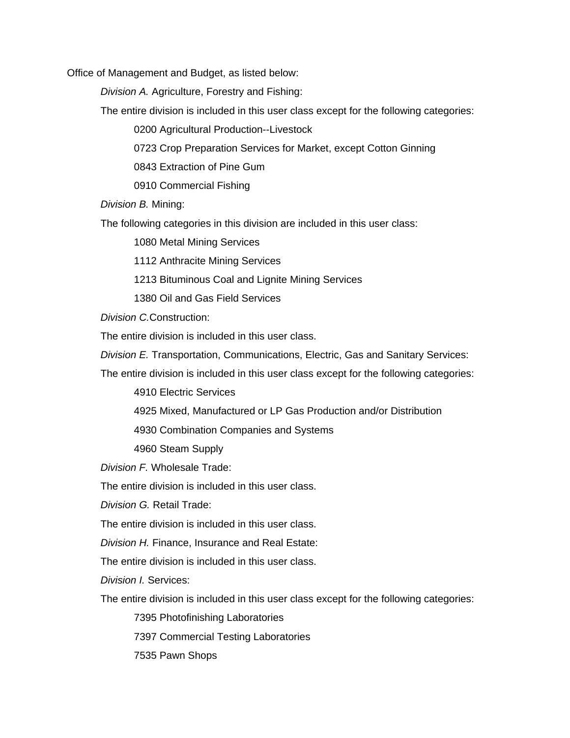Office of Management and Budget, as listed below:

*Division A.* Agriculture, Forestry and Fishing:

The entire division is included in this user class except for the following categories:

0200 Agricultural Production--Livestock

0723 Crop Preparation Services for Market, except Cotton Ginning

0843 Extraction of Pine Gum

0910 Commercial Fishing

*Division B.* Mining:

The following categories in this division are included in this user class:

1080 Metal Mining Services

1112 Anthracite Mining Services

1213 Bituminous Coal and Lignite Mining Services

1380 Oil and Gas Field Services

*Division C.*Construction:

The entire division is included in this user class.

*Division E.* Transportation, Communications, Electric, Gas and Sanitary Services:

The entire division is included in this user class except for the following categories:

4910 Electric Services

4925 Mixed, Manufactured or LP Gas Production and/or Distribution

4930 Combination Companies and Systems

4960 Steam Supply

*Division F.* Wholesale Trade:

The entire division is included in this user class.

*Division G.* Retail Trade:

The entire division is included in this user class.

*Division H.* Finance, Insurance and Real Estate:

The entire division is included in this user class.

*Division I.* Services:

The entire division is included in this user class except for the following categories:

7395 Photofinishing Laboratories

7397 Commercial Testing Laboratories

7535 Pawn Shops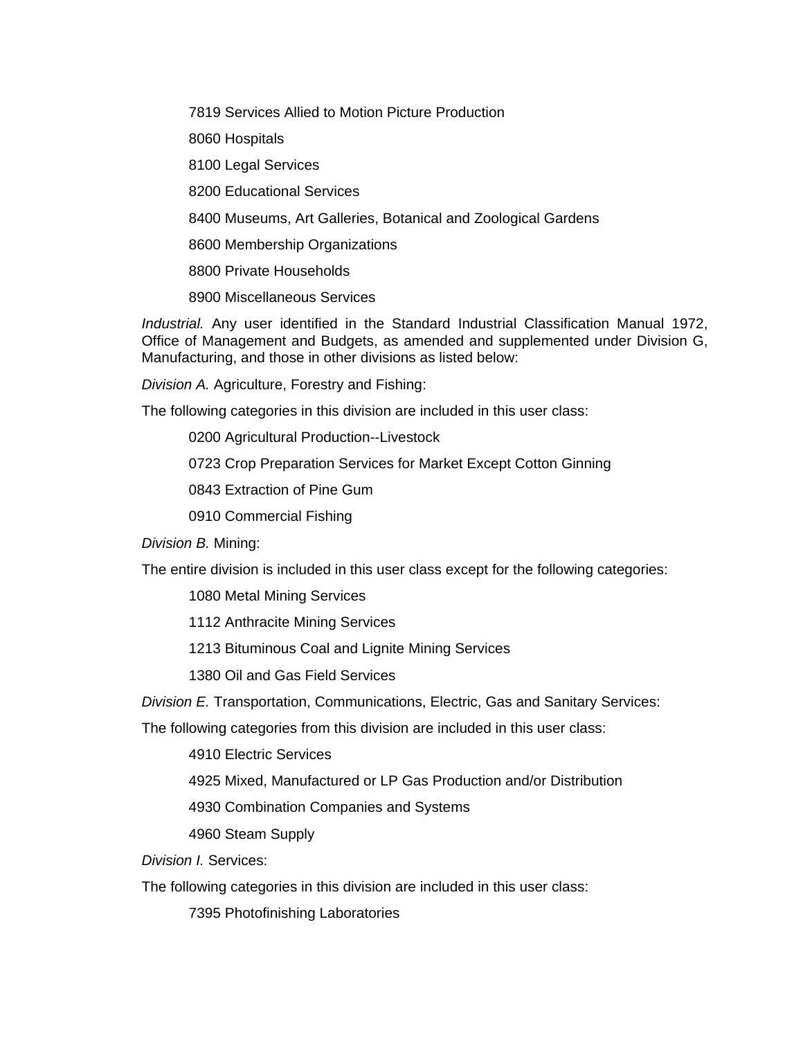7819 Services Allied to Motion Picture Production

8060 Hospitals

8100 Legal Services

8200 Educational Services

8400 Museums, Art Galleries, Botanical and Zoological Gardens

8600 Membership Organizations

8800 Private Households

8900 Miscellaneous Services

*Industrial.* Any user identified in the Standard Industrial Classification Manual 1972, Office of Management and Budgets, as amended and supplemented under Division G, Manufacturing, and those in other divisions as listed below:

*Division A.* Agriculture, Forestry and Fishing:

The following categories in this division are included in this user class:

0200 Agricultural Production--Livestock

0723 Crop Preparation Services for Market Except Cotton Ginning

0843 Extraction of Pine Gum

0910 Commercial Fishing

*Division B.* Mining:

The entire division is included in this user class except for the following categories:

1080 Metal Mining Services

1112 Anthracite Mining Services

1213 Bituminous Coal and Lignite Mining Services

1380 Oil and Gas Field Services

*Division E.* Transportation, Communications, Electric, Gas and Sanitary Services:

The following categories from this division are included in this user class:

4910 Electric Services

4925 Mixed, Manufactured or LP Gas Production and/or Distribution

4930 Combination Companies and Systems

4960 Steam Supply

*Division I.* Services:

The following categories in this division are included in this user class:

7395 Photofinishing Laboratories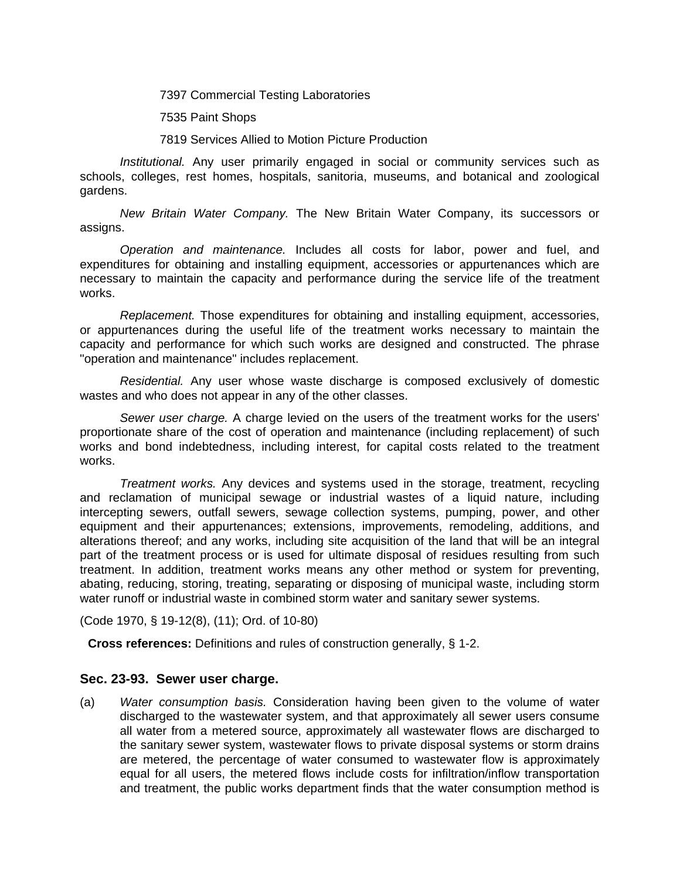7397 Commercial Testing Laboratories

7535 Paint Shops

7819 Services Allied to Motion Picture Production

*Institutional.* Any user primarily engaged in social or community services such as schools, colleges, rest homes, hospitals, sanitoria, museums, and botanical and zoological gardens.

*New Britain Water Company.* The New Britain Water Company, its successors or assigns.

*Operation and maintenance.* Includes all costs for labor, power and fuel, and expenditures for obtaining and installing equipment, accessories or appurtenances which are necessary to maintain the capacity and performance during the service life of the treatment works.

*Replacement.* Those expenditures for obtaining and installing equipment, accessories, or appurtenances during the useful life of the treatment works necessary to maintain the capacity and performance for which such works are designed and constructed. The phrase "operation and maintenance" includes replacement.

*Residential.* Any user whose waste discharge is composed exclusively of domestic wastes and who does not appear in any of the other classes.

*Sewer user charge.* A charge levied on the users of the treatment works for the users' proportionate share of the cost of operation and maintenance (including replacement) of such works and bond indebtedness, including interest, for capital costs related to the treatment works.

*Treatment works.* Any devices and systems used in the storage, treatment, recycling and reclamation of municipal sewage or industrial wastes of a liquid nature, including intercepting sewers, outfall sewers, sewage collection systems, pumping, power, and other equipment and their appurtenances; extensions, improvements, remodeling, additions, and alterations thereof; and any works, including site acquisition of the land that will be an integral part of the treatment process or is used for ultimate disposal of residues resulting from such treatment. In addition, treatment works means any other method or system for preventing, abating, reducing, storing, treating, separating or disposing of municipal waste, including storm water runoff or industrial waste in combined storm water and sanitary sewer systems.

(Code 1970, § 19-12(8), (11); Ord. of 10-80)

**Cross references:** Definitions and rules of construction generally, § 1-2.

### Sec. 23-93. Sewer user charge.

(a) *Water consumption basis.* Consideration having been given to the volume of water discharged to the wastewater system, and that approximately all sewer users consume all water from a metered source, approximately all wastewater flows are discharged to the sanitary sewer system, wastewater flows to private disposal systems or storm drains are metered, the percentage of water consumed to wastewater flow is approximately equal for all users, the metered flows include costs for infiltration/inflow transportation and treatment, the public works department finds that the water consumption method is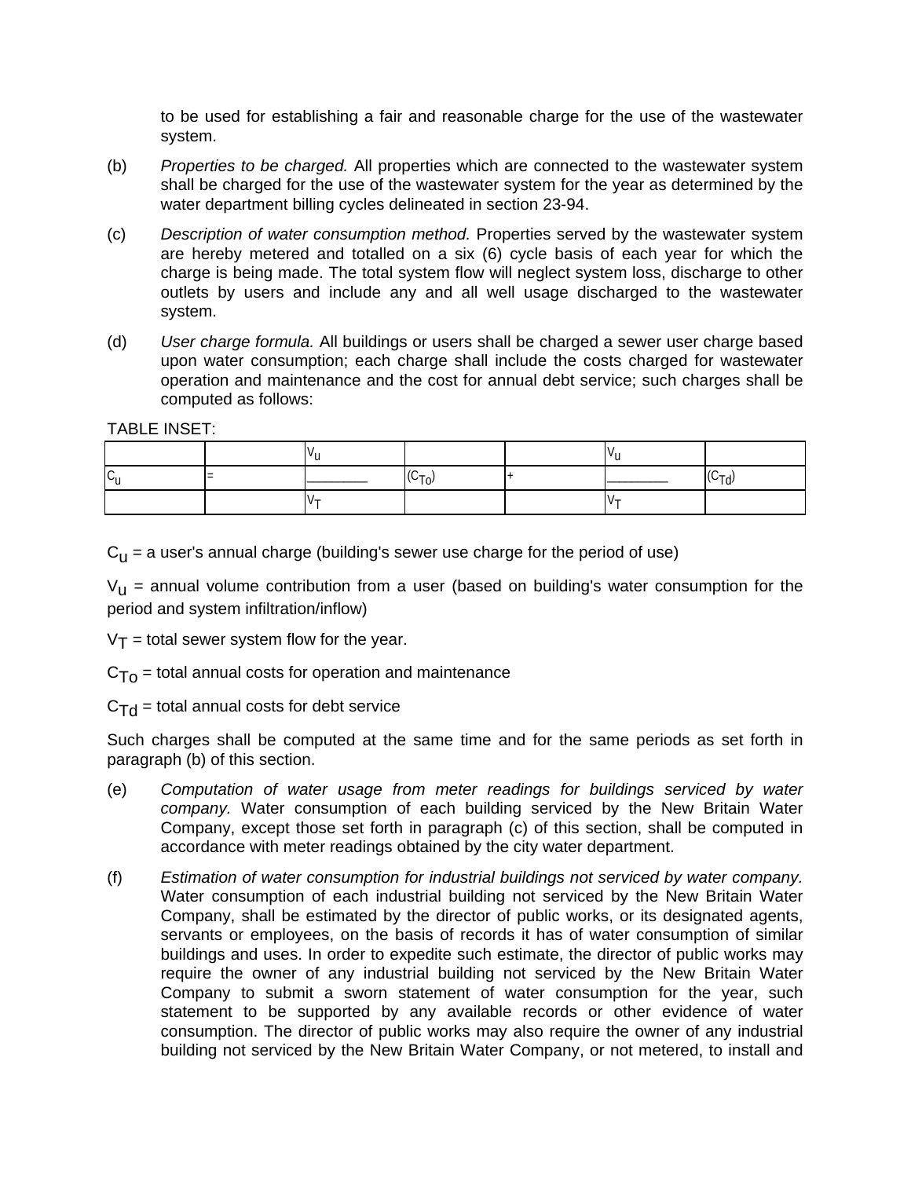to be used for establishing a fair and reasonable charge for the use of the wastewater system.

(b) *Properties to be charged.* All properties which are connected to the wastewater system shall be charged for the use of the wastewater system for the year as determined by the water department billing cycles delineated in section 23-94.

(c) *Description of water consumption method.* Properties served by the wastewater system are hereby metered and totalled on a six (6) cycle basis of each year for which the charge is being made. The total system flow will neglect system loss, discharge to other outlets by users and include any and all well usage discharged to the wastewater system.

(d) *User charge formula.* All buildings or users shall be charged a sewer user charge based upon water consumption; each charge shall include the costs charged for wastewater operation and maintenance and the cost for annual debt service; such charges shall be computed as follows:

TABLE INSET:

| | | | | | | |
|---|---|---|---|---|---|---|
| | | $V_u$ | | | $V_u$ | |
| $C_u$ | = | ________ | $(C_{To})$ | + | ________ | $(C_{Td})$ |
| | | $V_T$ | | | $V_T$ | |

$C_u$ = a user's annual charge (building's sewer use charge for the period of use)

$V_u$ = annual volume contribution from a user (based on building's water consumption for the period and system infiltration/inflow)

$V_T$ = total sewer system flow for the year.

$C_{To}$ = total annual costs for operation and maintenance

$C_{Td}$ = total annual costs for debt service

Such charges shall be computed at the same time and for the same periods as set forth in paragraph (b) of this section.

(e) *Computation of water usage from meter readings for buildings serviced by water company.* Water consumption of each building serviced by the New Britain Water Company, except those set forth in paragraph (c) of this section, shall be computed in accordance with meter readings obtained by the city water department.

(f) *Estimation of water consumption for industrial buildings not serviced by water company.* Water consumption of each industrial building not serviced by the New Britain Water Company, shall be estimated by the director of public works, or its designated agents, servants or employees, on the basis of records it has of water consumption of similar buildings and uses. In order to expedite such estimate, the director of public works may require the owner of any industrial building not serviced by the New Britain Water Company to submit a sworn statement of water consumption for the year, such statement to be supported by any available records or other evidence of water consumption. The director of public works may also require the owner of any industrial building not serviced by the New Britain Water Company, or not metered, to install and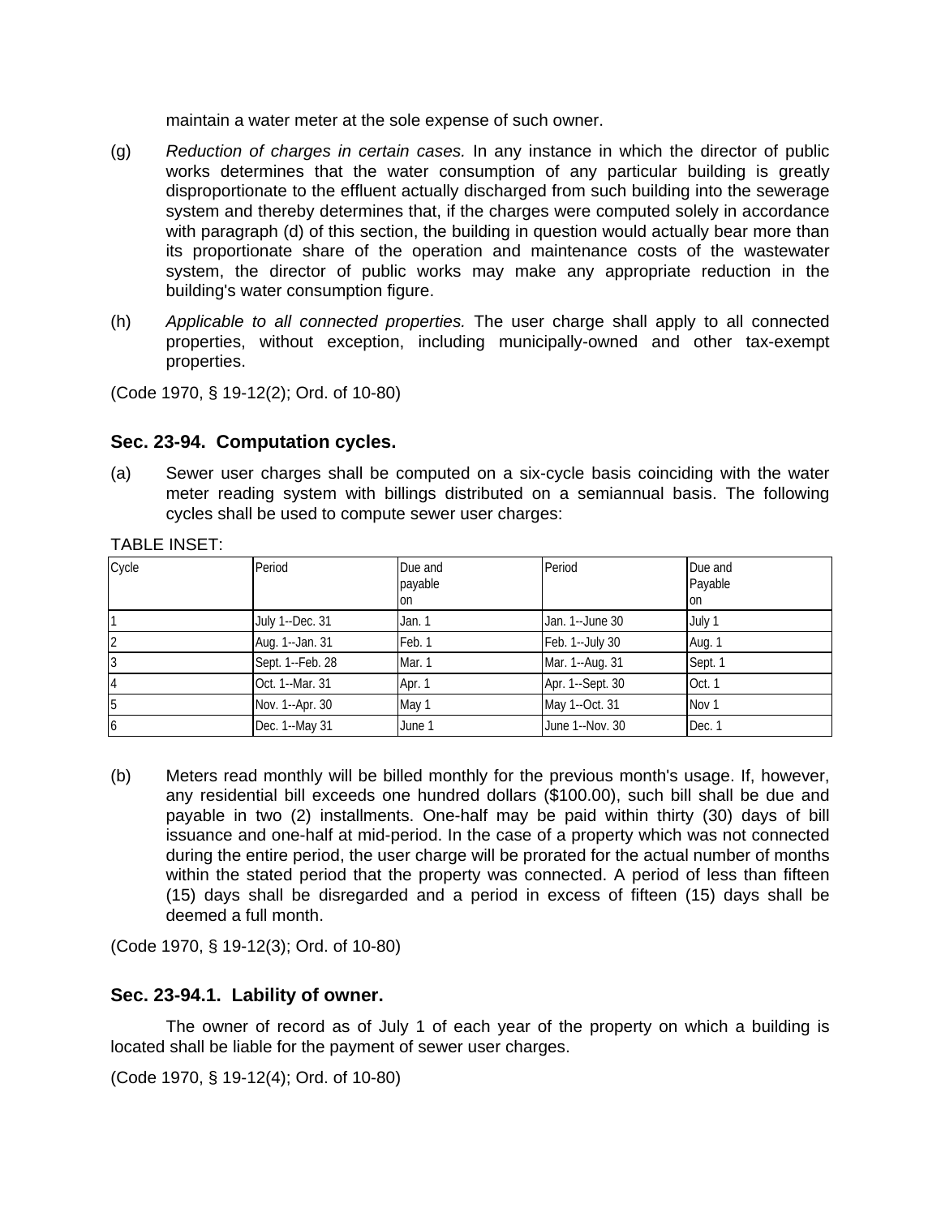maintain a water meter at the sole expense of such owner.

(g) *Reduction of charges in certain cases.* In any instance in which the director of public works determines that the water consumption of any particular building is greatly disproportionate to the effluent actually discharged from such building into the sewerage system and thereby determines that, if the charges were computed solely in accordance with paragraph (d) of this section, the building in question would actually bear more than its proportionate share of the operation and maintenance costs of the wastewater system, the director of public works may make any appropriate reduction in the building's water consumption figure.

(h) *Applicable to all connected properties.* The user charge shall apply to all connected properties, without exception, including municipally-owned and other tax-exempt properties.

(Code 1970, § 19-12(2); Ord. of 10-80)

### Sec. 23-94. Computation cycles.

(a) Sewer user charges shall be computed on a six-cycle basis coinciding with the water meter reading system with billings distributed on a semiannual basis. The following cycles shall be used to compute sewer user charges:

TABLE INSET:

| Cycle | Period | Due and payable on | Period | Due and Payable on |
|---|---|---|---|---|
| 1 | July 1--Dec. 31 | Jan. 1 | Jan. 1--June 30 | July 1 |
| 2 | Aug. 1--Jan. 31 | Feb. 1 | Feb. 1--July 30 | Aug. 1 |
| 3 | Sept. 1--Feb. 28 | Mar. 1 | Mar. 1--Aug. 31 | Sept. 1 |
| 4 | Oct. 1--Mar. 31 | Apr. 1 | Apr. 1--Sept. 30 | Oct. 1 |
| 5 | Nov. 1--Apr. 30 | May 1 | May 1--Oct. 31 | Nov 1 |
| 6 | Dec. 1--May 31 | June 1 | June 1--Nov. 30 | Dec. 1 |

(b) Meters read monthly will be billed monthly for the previous month's usage. If, however, any residential bill exceeds one hundred dollars ($100.00), such bill shall be due and payable in two (2) installments. One-half may be paid within thirty (30) days of bill issuance and one-half at mid-period. In the case of a property which was not connected during the entire period, the user charge will be prorated for the actual number of months within the stated period that the property was connected. A period of less than fifteen (15) days shall be disregarded and a period in excess of fifteen (15) days shall be deemed a full month.

(Code 1970, § 19-12(3); Ord. of 10-80)

### Sec. 23-94.1. Lability of owner.

The owner of record as of July 1 of each year of the property on which a building is located shall be liable for the payment of sewer user charges.

(Code 1970, § 19-12(4); Ord. of 10-80)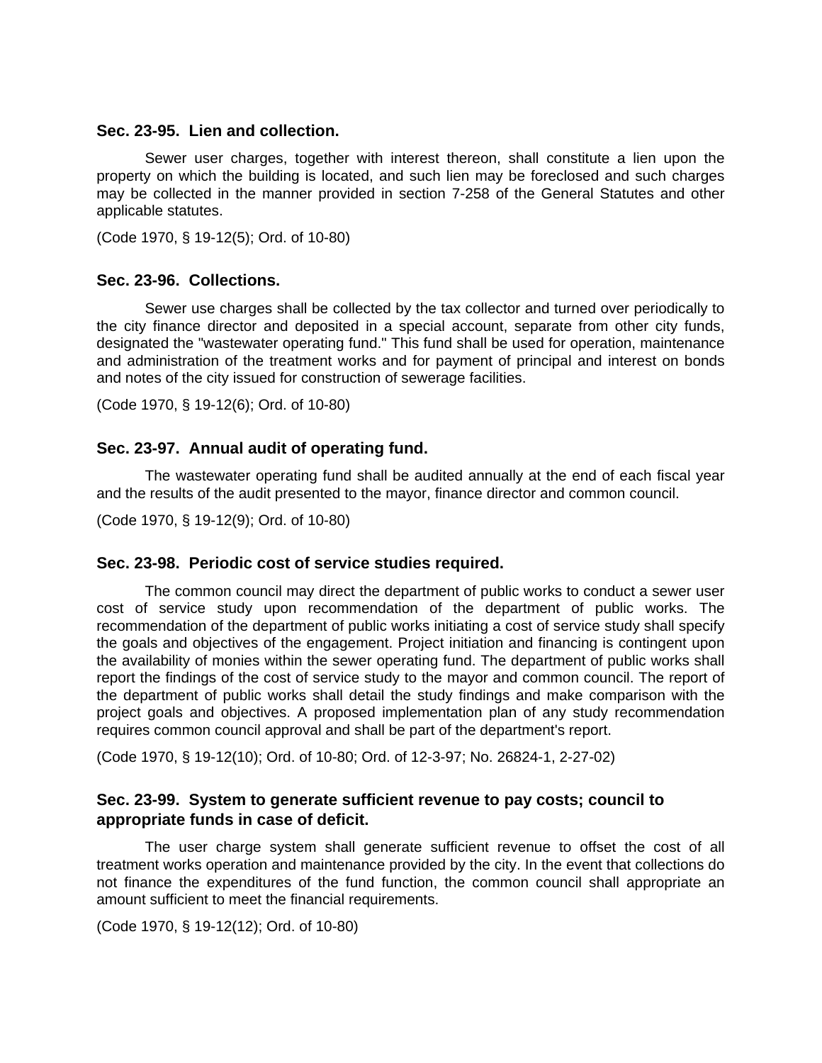### Sec. 23-95. Lien and collection.

Sewer user charges, together with interest thereon, shall constitute a lien upon the property on which the building is located, and such lien may be foreclosed and such charges may be collected in the manner provided in section 7-258 of the General Statutes and other applicable statutes.

(Code 1970, § 19-12(5); Ord. of 10-80)

### Sec. 23-96. Collections.

Sewer use charges shall be collected by the tax collector and turned over periodically to the city finance director and deposited in a special account, separate from other city funds, designated the "wastewater operating fund." This fund shall be used for operation, maintenance and administration of the treatment works and for payment of principal and interest on bonds and notes of the city issued for construction of sewerage facilities.

(Code 1970, § 19-12(6); Ord. of 10-80)

### Sec. 23-97. Annual audit of operating fund.

The wastewater operating fund shall be audited annually at the end of each fiscal year and the results of the audit presented to the mayor, finance director and common council.

(Code 1970, § 19-12(9); Ord. of 10-80)

### Sec. 23-98. Periodic cost of service studies required.

The common council may direct the department of public works to conduct a sewer user cost of service study upon recommendation of the department of public works. The recommendation of the department of public works initiating a cost of service study shall specify the goals and objectives of the engagement. Project initiation and financing is contingent upon the availability of monies within the sewer operating fund. The department of public works shall report the findings of the cost of service study to the mayor and common council. The report of the department of public works shall detail the study findings and make comparison with the project goals and objectives. A proposed implementation plan of any study recommendation requires common council approval and shall be part of the department's report.

(Code 1970, § 19-12(10); Ord. of 10-80; Ord. of 12-3-97; No. 26824-1, 2-27-02)

### Sec. 23-99. System to generate sufficient revenue to pay costs; council to appropriate funds in case of deficit.

The user charge system shall generate sufficient revenue to offset the cost of all treatment works operation and maintenance provided by the city. In the event that collections do not finance the expenditures of the fund function, the common council shall appropriate an amount sufficient to meet the financial requirements.

(Code 1970, § 19-12(12); Ord. of 10-80)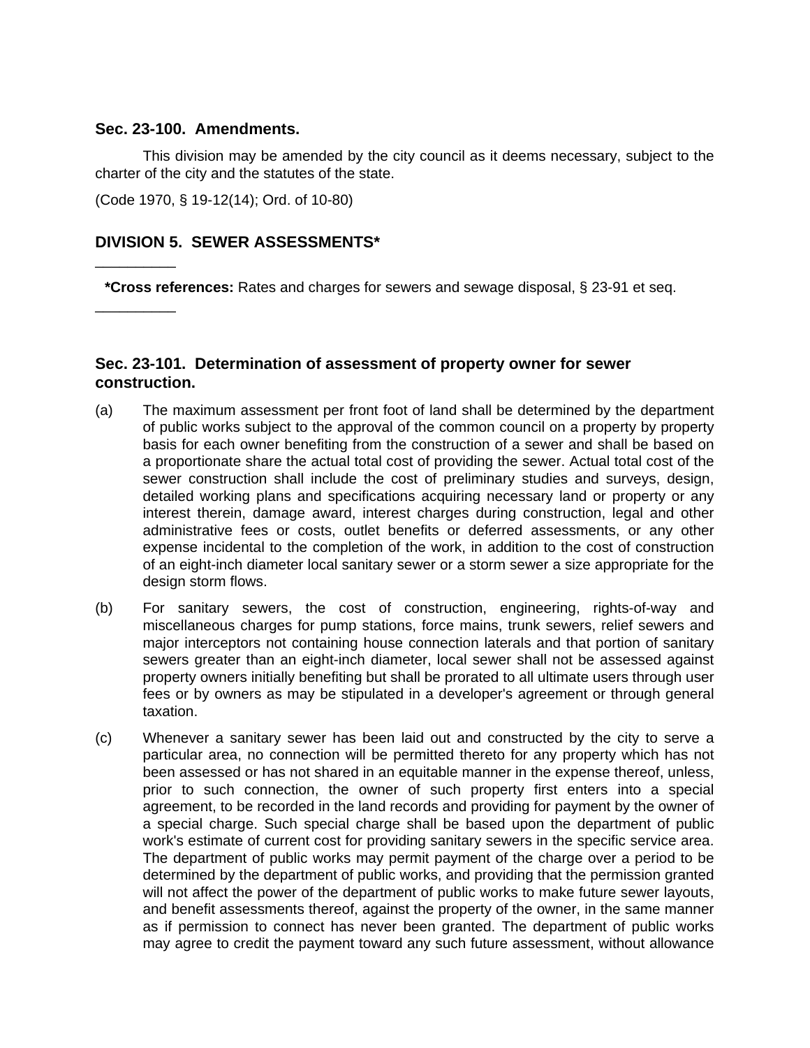### Sec. 23-100. Amendments.

This division may be amended by the city council as it deems necessary, subject to the charter of the city and the statutes of the state.

(Code 1970, § 19-12(14); Ord. of 10-80)

## DIVISION 5. SEWER ASSESSMENTS*

---

**\*Cross references:** Rates and charges for sewers and sewage disposal, § 23-91 et seq.

---

### Sec. 23-101. Determination of assessment of property owner for sewer construction.

(a) The maximum assessment per front foot of land shall be determined by the department of public works subject to the approval of the common council on a property by property basis for each owner benefiting from the construction of a sewer and shall be based on a proportionate share the actual total cost of providing the sewer. Actual total cost of the sewer construction shall include the cost of preliminary studies and surveys, design, detailed working plans and specifications acquiring necessary land or property or any interest therein, damage award, interest charges during construction, legal and other administrative fees or costs, outlet benefits or deferred assessments, or any other expense incidental to the completion of the work, in addition to the cost of construction of an eight-inch diameter local sanitary sewer or a storm sewer a size appropriate for the design storm flows.

(b) For sanitary sewers, the cost of construction, engineering, rights-of-way and miscellaneous charges for pump stations, force mains, trunk sewers, relief sewers and major interceptors not containing house connection laterals and that portion of sanitary sewers greater than an eight-inch diameter, local sewer shall not be assessed against property owners initially benefiting but shall be prorated to all ultimate users through user fees or by owners as may be stipulated in a developer's agreement or through general taxation.

(c) Whenever a sanitary sewer has been laid out and constructed by the city to serve a particular area, no connection will be permitted thereto for any property which has not been assessed or has not shared in an equitable manner in the expense thereof, unless, prior to such connection, the owner of such property first enters into a special agreement, to be recorded in the land records and providing for payment by the owner of a special charge. Such special charge shall be based upon the department of public work's estimate of current cost for providing sanitary sewers in the specific service area. The department of public works may permit payment of the charge over a period to be determined by the department of public works, and providing that the permission granted will not affect the power of the department of public works to make future sewer layouts, and benefit assessments thereof, against the property of the owner, in the same manner as if permission to connect has never been granted. The department of public works may agree to credit the payment toward any such future assessment, without allowance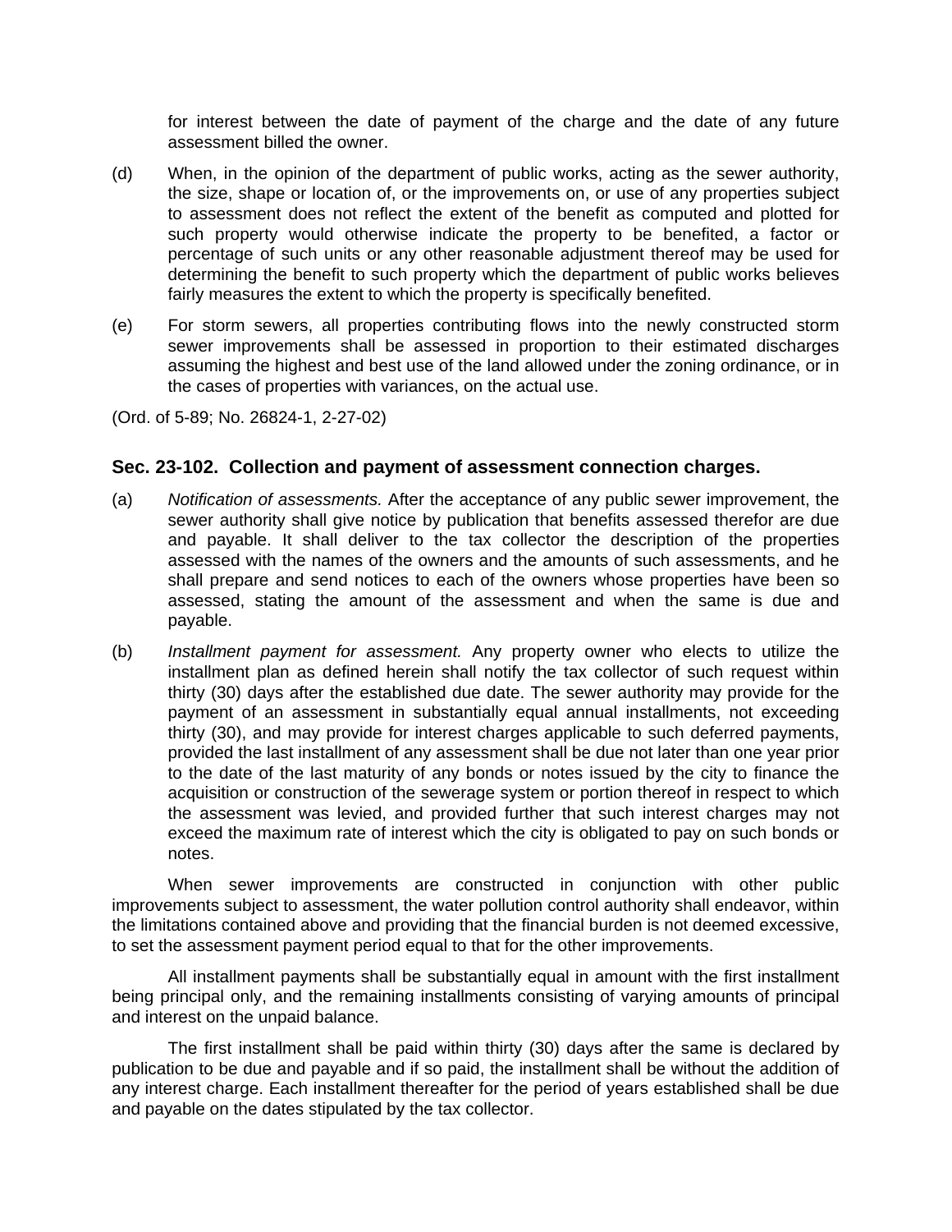for interest between the date of payment of the charge and the date of any future assessment billed the owner.

(d) When, in the opinion of the department of public works, acting as the sewer authority, the size, shape or location of, or the improvements on, or use of any properties subject to assessment does not reflect the extent of the benefit as computed and plotted for such property would otherwise indicate the property to be benefited, a factor or percentage of such units or any other reasonable adjustment thereof may be used for determining the benefit to such property which the department of public works believes fairly measures the extent to which the property is specifically benefited.

(e) For storm sewers, all properties contributing flows into the newly constructed storm sewer improvements shall be assessed in proportion to their estimated discharges assuming the highest and best use of the land allowed under the zoning ordinance, or in the cases of properties with variances, on the actual use.

(Ord. of 5-89; No. 26824-1, 2-27-02)

### Sec. 23-102. Collection and payment of assessment connection charges.

(a) *Notification of assessments.* After the acceptance of any public sewer improvement, the sewer authority shall give notice by publication that benefits assessed therefor are due and payable. It shall deliver to the tax collector the description of the properties assessed with the names of the owners and the amounts of such assessments, and he shall prepare and send notices to each of the owners whose properties have been so assessed, stating the amount of the assessment and when the same is due and payable.

(b) *Installment payment for assessment.* Any property owner who elects to utilize the installment plan as defined herein shall notify the tax collector of such request within thirty (30) days after the established due date. The sewer authority may provide for the payment of an assessment in substantially equal annual installments, not exceeding thirty (30), and may provide for interest charges applicable to such deferred payments, provided the last installment of any assessment shall be due not later than one year prior to the date of the last maturity of any bonds or notes issued by the city to finance the acquisition or construction of the sewerage system or portion thereof in respect to which the assessment was levied, and provided further that such interest charges may not exceed the maximum rate of interest which the city is obligated to pay on such bonds or notes.

When sewer improvements are constructed in conjunction with other public improvements subject to assessment, the water pollution control authority shall endeavor, within the limitations contained above and providing that the financial burden is not deemed excessive, to set the assessment payment period equal to that for the other improvements.

All installment payments shall be substantially equal in amount with the first installment being principal only, and the remaining installments consisting of varying amounts of principal and interest on the unpaid balance.

The first installment shall be paid within thirty (30) days after the same is declared by publication to be due and payable and if so paid, the installment shall be without the addition of any interest charge. Each installment thereafter for the period of years established shall be due and payable on the dates stipulated by the tax collector.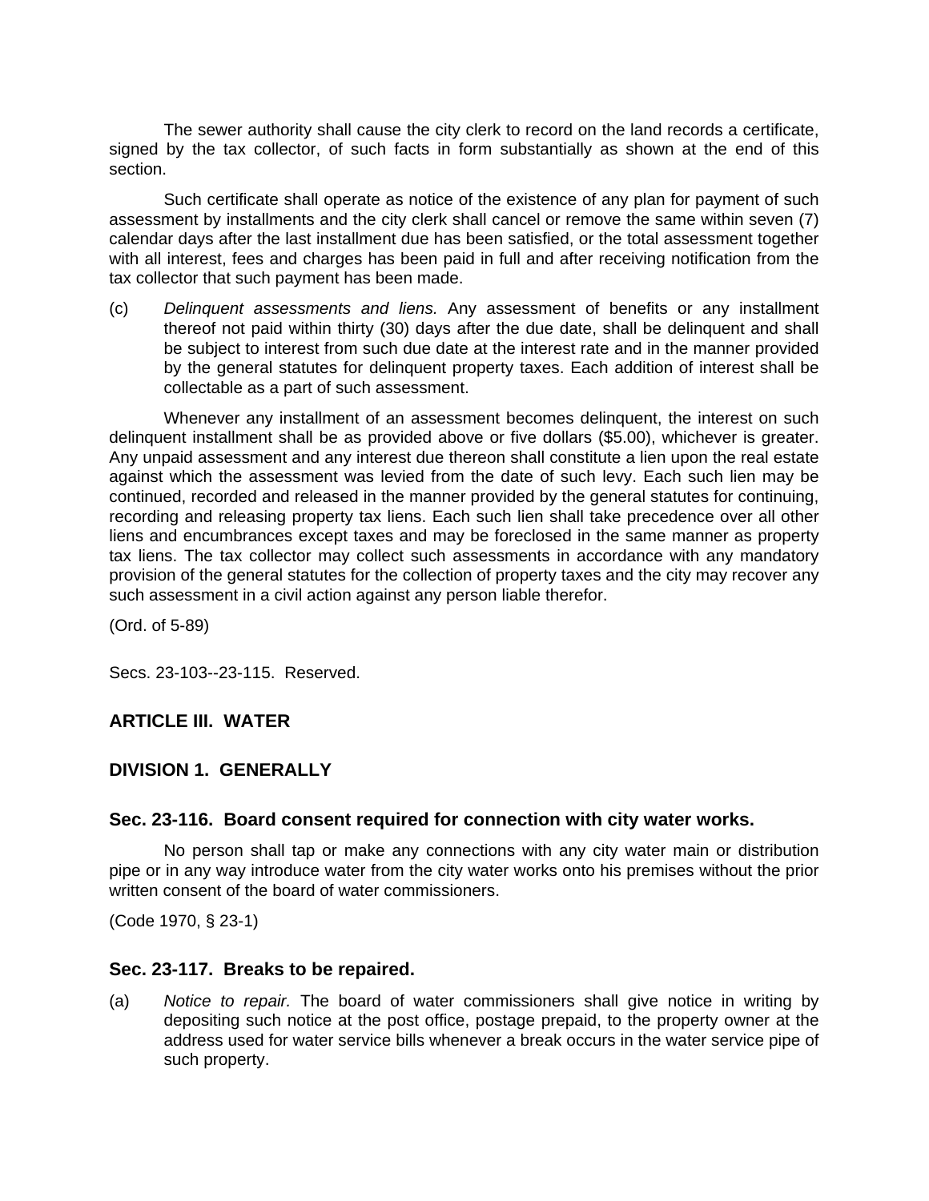The sewer authority shall cause the city clerk to record on the land records a certificate, signed by the tax collector, of such facts in form substantially as shown at the end of this section.

Such certificate shall operate as notice of the existence of any plan for payment of such assessment by installments and the city clerk shall cancel or remove the same within seven (7) calendar days after the last installment due has been satisfied, or the total assessment together with all interest, fees and charges has been paid in full and after receiving notification from the tax collector that such payment has been made.

(c) *Delinquent assessments and liens.* Any assessment of benefits or any installment thereof not paid within thirty (30) days after the due date, shall be delinquent and shall be subject to interest from such due date at the interest rate and in the manner provided by the general statutes for delinquent property taxes. Each addition of interest shall be collectable as a part of such assessment.

Whenever any installment of an assessment becomes delinquent, the interest on such delinquent installment shall be as provided above or five dollars ($5.00), whichever is greater. Any unpaid assessment and any interest due thereon shall constitute a lien upon the real estate against which the assessment was levied from the date of such levy. Each such lien may be continued, recorded and released in the manner provided by the general statutes for continuing, recording and releasing property tax liens. Each such lien shall take precedence over all other liens and encumbrances except taxes and may be foreclosed in the same manner as property tax liens. The tax collector may collect such assessments in accordance with any mandatory provision of the general statutes for the collection of property taxes and the city may recover any such assessment in a civil action against any person liable therefor.

(Ord. of 5-89)

Secs. 23-103--23-115. Reserved.

## ARTICLE III. WATER

## DIVISION 1. GENERALLY

### Sec. 23-116. Board consent required for connection with city water works.

No person shall tap or make any connections with any city water main or distribution pipe or in any way introduce water from the city water works onto his premises without the prior written consent of the board of water commissioners.

(Code 1970, § 23-1)

### Sec. 23-117. Breaks to be repaired.

(a) *Notice to repair.* The board of water commissioners shall give notice in writing by depositing such notice at the post office, postage prepaid, to the property owner at the address used for water service bills whenever a break occurs in the water service pipe of such property.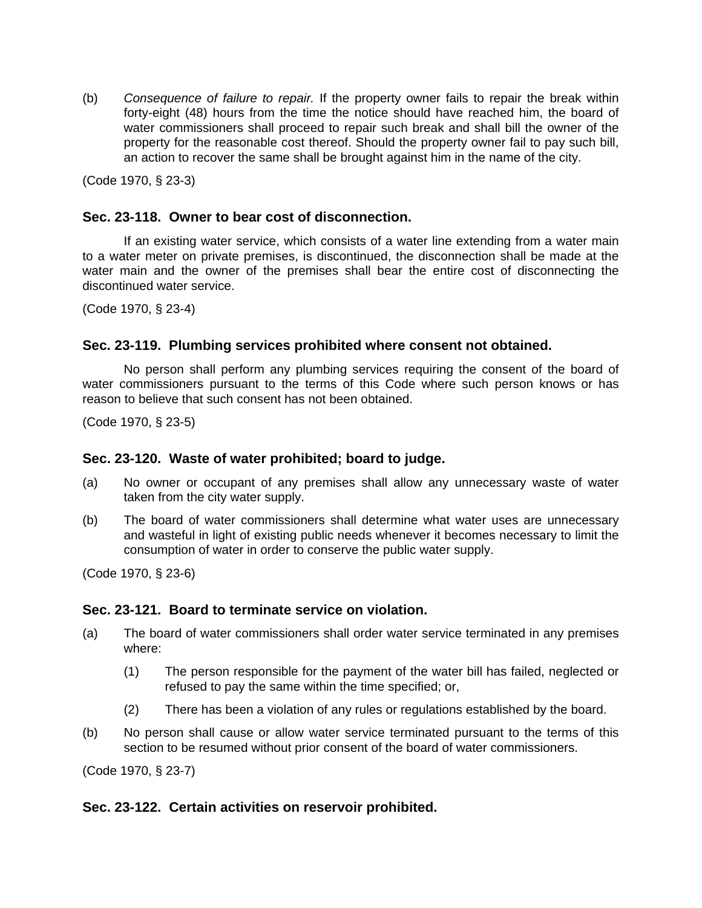(b) *Consequence of failure to repair.* If the property owner fails to repair the break within forty-eight (48) hours from the time the notice should have reached him, the board of water commissioners shall proceed to repair such break and shall bill the owner of the property for the reasonable cost thereof. Should the property owner fail to pay such bill, an action to recover the same shall be brought against him in the name of the city.

(Code 1970, § 23-3)

### Sec. 23-118. Owner to bear cost of disconnection.

If an existing water service, which consists of a water line extending from a water main to a water meter on private premises, is discontinued, the disconnection shall be made at the water main and the owner of the premises shall bear the entire cost of disconnecting the discontinued water service.

(Code 1970, § 23-4)

### Sec. 23-119. Plumbing services prohibited where consent not obtained.

No person shall perform any plumbing services requiring the consent of the board of water commissioners pursuant to the terms of this Code where such person knows or has reason to believe that such consent has not been obtained.

(Code 1970, § 23-5)

### Sec. 23-120. Waste of water prohibited; board to judge.

(a) No owner or occupant of any premises shall allow any unnecessary waste of water taken from the city water supply.

(b) The board of water commissioners shall determine what water uses are unnecessary and wasteful in light of existing public needs whenever it becomes necessary to limit the consumption of water in order to conserve the public water supply.

(Code 1970, § 23-6)

### Sec. 23-121. Board to terminate service on violation.

(a) The board of water commissioners shall order water service terminated in any premises where:

 (1) The person responsible for the payment of the water bill has failed, neglected or refused to pay the same within the time specified; or,

 (2) There has been a violation of any rules or regulations established by the board.

(b) No person shall cause or allow water service terminated pursuant to the terms of this section to be resumed without prior consent of the board of water commissioners.

(Code 1970, § 23-7)

### Sec. 23-122. Certain activities on reservoir prohibited.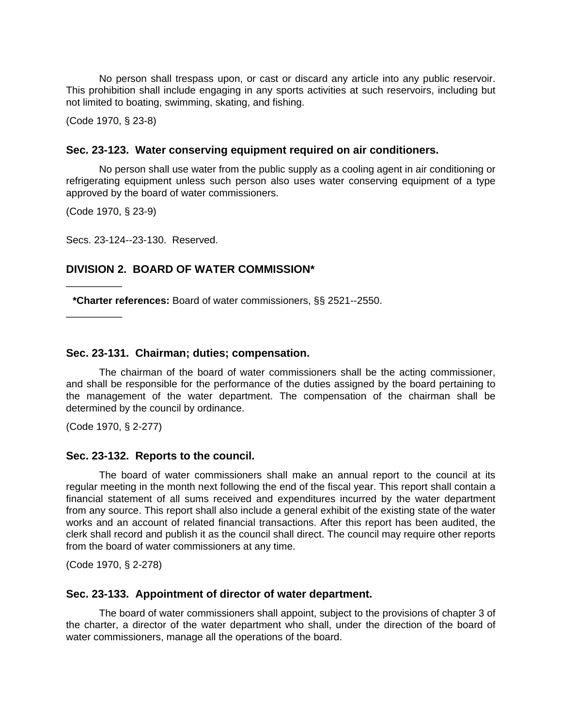No person shall trespass upon, or cast or discard any article into any public reservoir. This prohibition shall include engaging in any sports activities at such reservoirs, including but not limited to boating, swimming, skating, and fishing.

(Code 1970, § 23-8)

### Sec. 23-123. Water conserving equipment required on air conditioners.

No person shall use water from the public supply as a cooling agent in air conditioning or refrigerating equipment unless such person also uses water conserving equipment of a type approved by the board of water commissioners.

(Code 1970, § 23-9)

Secs. 23-124--23-130. Reserved.

## DIVISION 2. BOARD OF WATER COMMISSION*

---

**\*Charter references:** Board of water commissioners, §§ 2521--2550.

---

### Sec. 23-131. Chairman; duties; compensation.

The chairman of the board of water commissioners shall be the acting commissioner, and shall be responsible for the performance of the duties assigned by the board pertaining to the management of the water department. The compensation of the chairman shall be determined by the council by ordinance.

(Code 1970, § 2-277)

### Sec. 23-132. Reports to the council.

The board of water commissioners shall make an annual report to the council at its regular meeting in the month next following the end of the fiscal year. This report shall contain a financial statement of all sums received and expenditures incurred by the water department from any source. This report shall also include a general exhibit of the existing state of the water works and an account of related financial transactions. After this report has been audited, the clerk shall record and publish it as the council shall direct. The council may require other reports from the board of water commissioners at any time.

(Code 1970, § 2-278)

### Sec. 23-133. Appointment of director of water department.

The board of water commissioners shall appoint, subject to the provisions of chapter 3 of the charter, a director of the water department who shall, under the direction of the board of water commissioners, manage all the operations of the board.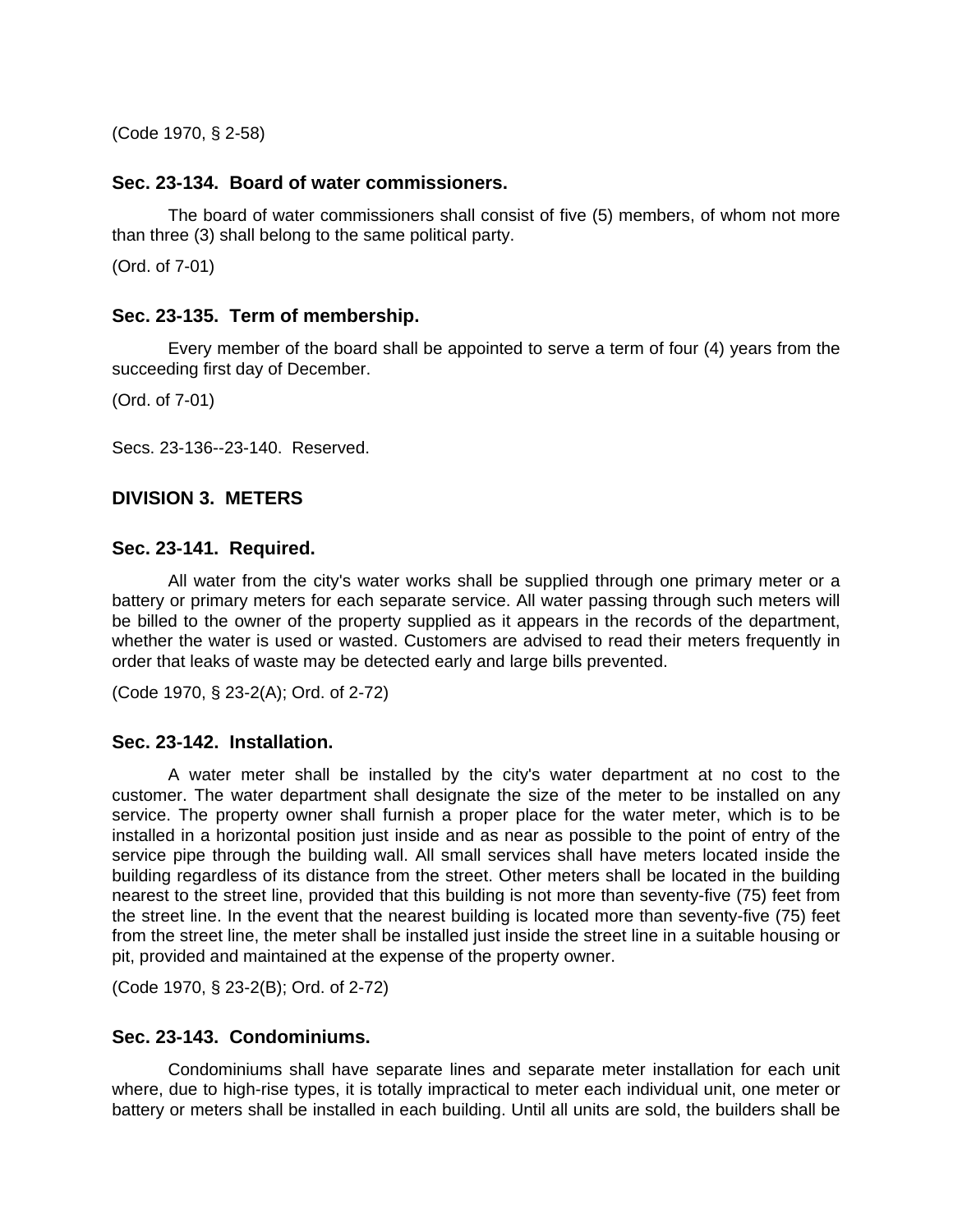(Code 1970, § 2-58)

### Sec. 23-134. Board of water commissioners.

The board of water commissioners shall consist of five (5) members, of whom not more than three (3) shall belong to the same political party.

(Ord. of 7-01)

### Sec. 23-135. Term of membership.

Every member of the board shall be appointed to serve a term of four (4) years from the succeeding first day of December.

(Ord. of 7-01)

Secs. 23-136--23-140. Reserved.

## DIVISION 3. METERS

### Sec. 23-141. Required.

All water from the city's water works shall be supplied through one primary meter or a battery or primary meters for each separate service. All water passing through such meters will be billed to the owner of the property supplied as it appears in the records of the department, whether the water is used or wasted. Customers are advised to read their meters frequently in order that leaks of waste may be detected early and large bills prevented.

(Code 1970, § 23-2(A); Ord. of 2-72)

### Sec. 23-142. Installation.

A water meter shall be installed by the city's water department at no cost to the customer. The water department shall designate the size of the meter to be installed on any service. The property owner shall furnish a proper place for the water meter, which is to be installed in a horizontal position just inside and as near as possible to the point of entry of the service pipe through the building wall. All small services shall have meters located inside the building regardless of its distance from the street. Other meters shall be located in the building nearest to the street line, provided that this building is not more than seventy-five (75) feet from the street line. In the event that the nearest building is located more than seventy-five (75) feet from the street line, the meter shall be installed just inside the street line in a suitable housing or pit, provided and maintained at the expense of the property owner.

(Code 1970, § 23-2(B); Ord. of 2-72)

### Sec. 23-143. Condominiums.

Condominiums shall have separate lines and separate meter installation for each unit where, due to high-rise types, it is totally impractical to meter each individual unit, one meter or battery or meters shall be installed in each building. Until all units are sold, the builders shall be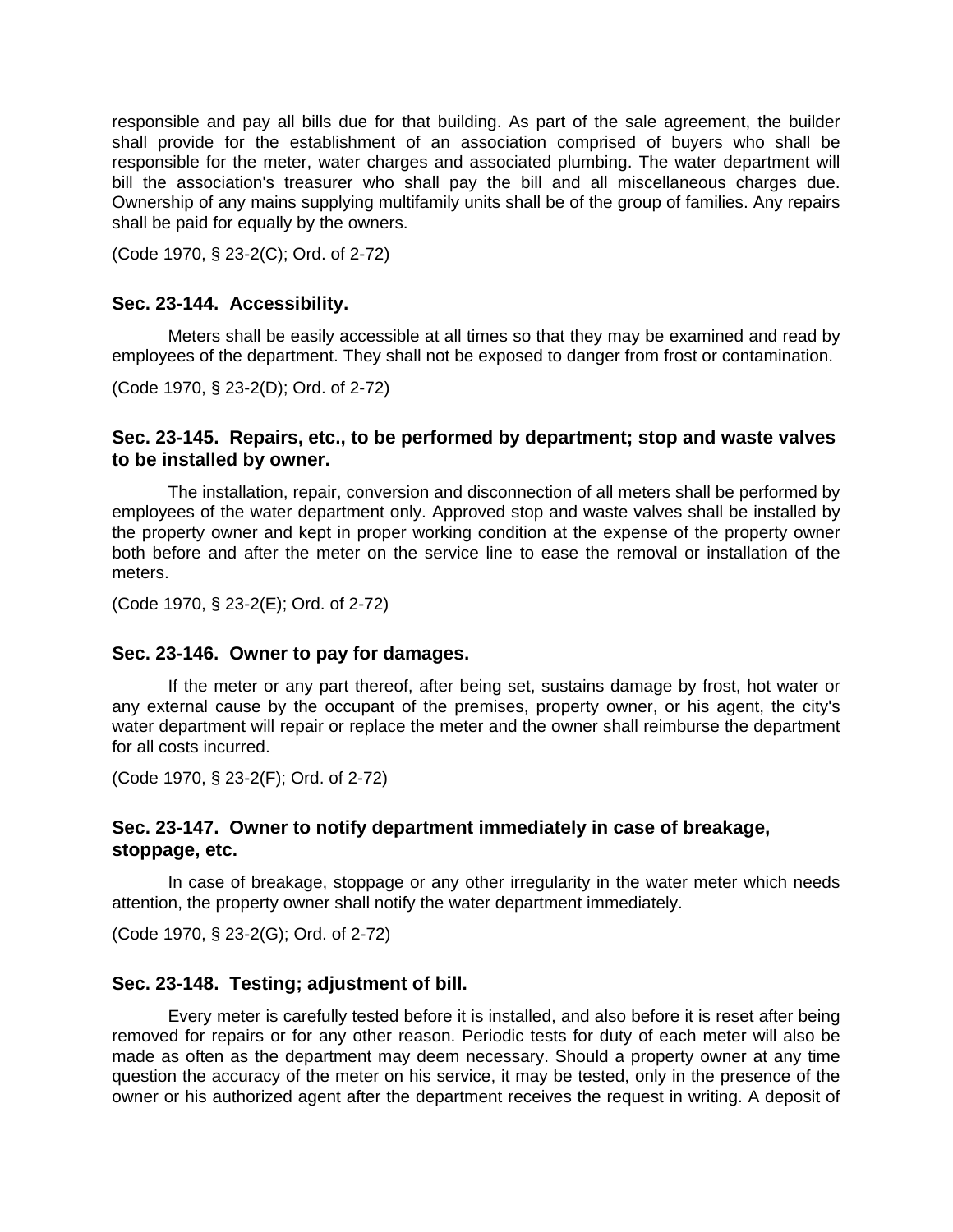responsible and pay all bills due for that building. As part of the sale agreement, the builder shall provide for the establishment of an association comprised of buyers who shall be responsible for the meter, water charges and associated plumbing. The water department will bill the association's treasurer who shall pay the bill and all miscellaneous charges due. Ownership of any mains supplying multifamily units shall be of the group of families. Any repairs shall be paid for equally by the owners.

(Code 1970, § 23-2(C); Ord. of 2-72)

### Sec. 23-144. Accessibility.

Meters shall be easily accessible at all times so that they may be examined and read by employees of the department. They shall not be exposed to danger from frost or contamination.

(Code 1970, § 23-2(D); Ord. of 2-72)

### Sec. 23-145. Repairs, etc., to be performed by department; stop and waste valves to be installed by owner.

The installation, repair, conversion and disconnection of all meters shall be performed by employees of the water department only. Approved stop and waste valves shall be installed by the property owner and kept in proper working condition at the expense of the property owner both before and after the meter on the service line to ease the removal or installation of the meters.

(Code 1970, § 23-2(E); Ord. of 2-72)

### Sec. 23-146. Owner to pay for damages.

If the meter or any part thereof, after being set, sustains damage by frost, hot water or any external cause by the occupant of the premises, property owner, or his agent, the city's water department will repair or replace the meter and the owner shall reimburse the department for all costs incurred.

(Code 1970, § 23-2(F); Ord. of 2-72)

### Sec. 23-147. Owner to notify department immediately in case of breakage, stoppage, etc.

In case of breakage, stoppage or any other irregularity in the water meter which needs attention, the property owner shall notify the water department immediately.

(Code 1970, § 23-2(G); Ord. of 2-72)

### Sec. 23-148. Testing; adjustment of bill.

Every meter is carefully tested before it is installed, and also before it is reset after being removed for repairs or for any other reason. Periodic tests for duty of each meter will also be made as often as the department may deem necessary. Should a property owner at any time question the accuracy of the meter on his service, it may be tested, only in the presence of the owner or his authorized agent after the department receives the request in writing. A deposit of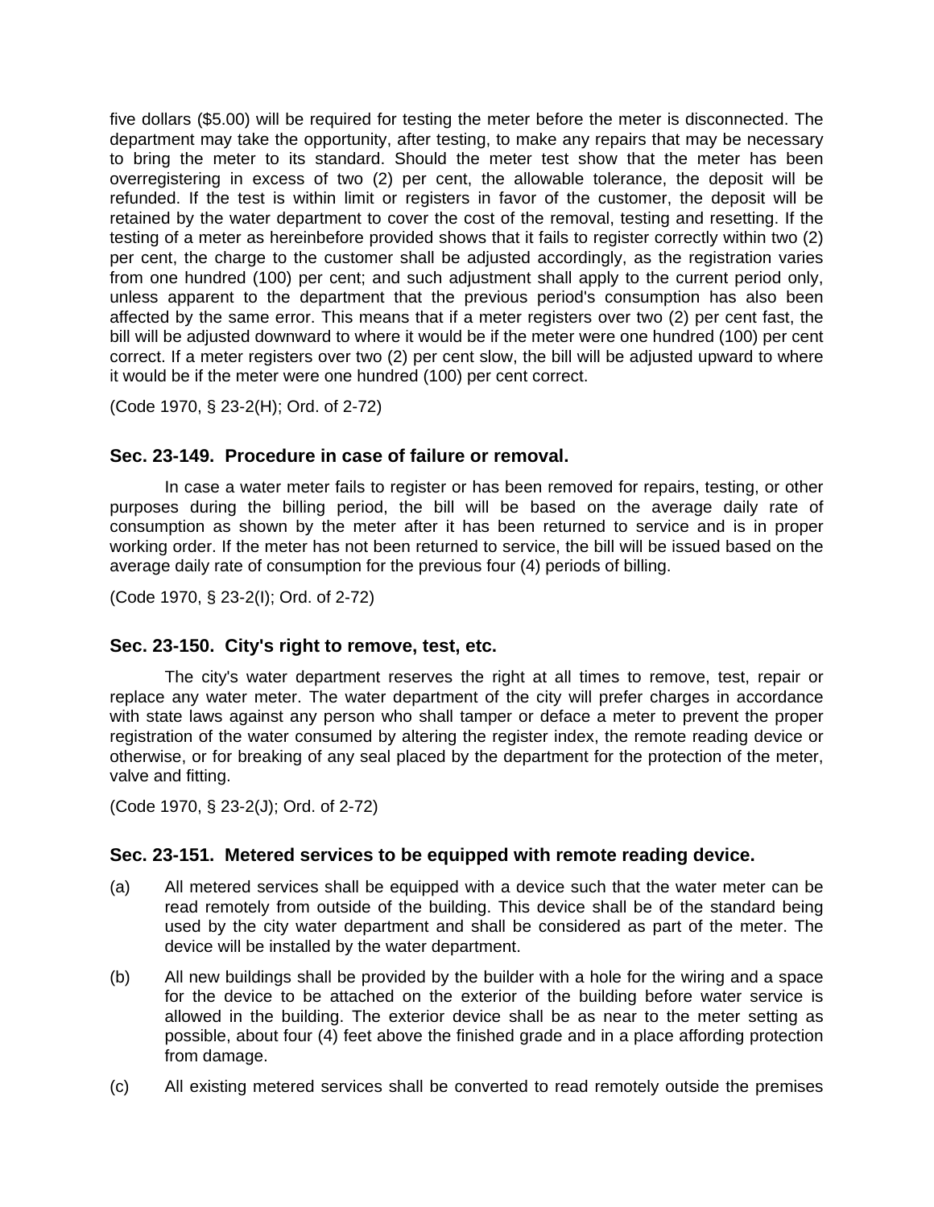five dollars ($5.00) will be required for testing the meter before the meter is disconnected. The department may take the opportunity, after testing, to make any repairs that may be necessary to bring the meter to its standard. Should the meter test show that the meter has been overregistering in excess of two (2) per cent, the allowable tolerance, the deposit will be refunded. If the test is within limit or registers in favor of the customer, the deposit will be retained by the water department to cover the cost of the removal, testing and resetting. If the testing of a meter as hereinbefore provided shows that it fails to register correctly within two (2) per cent, the charge to the customer shall be adjusted accordingly, as the registration varies from one hundred (100) per cent; and such adjustment shall apply to the current period only, unless apparent to the department that the previous period's consumption has also been affected by the same error. This means that if a meter registers over two (2) per cent fast, the bill will be adjusted downward to where it would be if the meter were one hundred (100) per cent correct. If a meter registers over two (2) per cent slow, the bill will be adjusted upward to where it would be if the meter were one hundred (100) per cent correct.

(Code 1970, § 23-2(H); Ord. of 2-72)

### Sec. 23-149. Procedure in case of failure or removal.

In case a water meter fails to register or has been removed for repairs, testing, or other purposes during the billing period, the bill will be based on the average daily rate of consumption as shown by the meter after it has been returned to service and is in proper working order. If the meter has not been returned to service, the bill will be issued based on the average daily rate of consumption for the previous four (4) periods of billing.

(Code 1970, § 23-2(I); Ord. of 2-72)

### Sec. 23-150. City's right to remove, test, etc.

The city's water department reserves the right at all times to remove, test, repair or replace any water meter. The water department of the city will prefer charges in accordance with state laws against any person who shall tamper or deface a meter to prevent the proper registration of the water consumed by altering the register index, the remote reading device or otherwise, or for breaking of any seal placed by the department for the protection of the meter, valve and fitting.

(Code 1970, § 23-2(J); Ord. of 2-72)

### Sec. 23-151. Metered services to be equipped with remote reading device.

(a) All metered services shall be equipped with a device such that the water meter can be read remotely from outside of the building. This device shall be of the standard being used by the city water department and shall be considered as part of the meter. The device will be installed by the water department.

(b) All new buildings shall be provided by the builder with a hole for the wiring and a space for the device to be attached on the exterior of the building before water service is allowed in the building. The exterior device shall be as near to the meter setting as possible, about four (4) feet above the finished grade and in a place affording protection from damage.

(c) All existing metered services shall be converted to read remotely outside the premises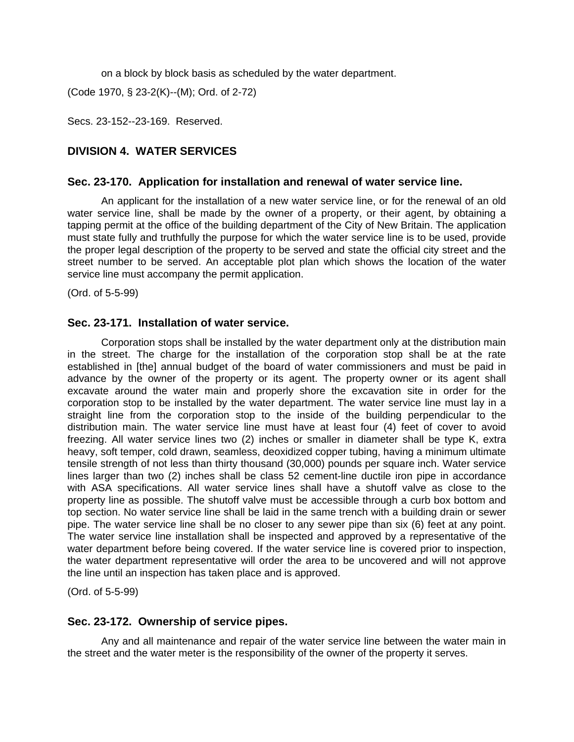on a block by block basis as scheduled by the water department.

(Code 1970, § 23-2(K)--(M); Ord. of 2-72)

Secs. 23-152--23-169. Reserved.

## DIVISION 4. WATER SERVICES

### Sec. 23-170. Application for installation and renewal of water service line.

An applicant for the installation of a new water service line, or for the renewal of an old water service line, shall be made by the owner of a property, or their agent, by obtaining a tapping permit at the office of the building department of the City of New Britain. The application must state fully and truthfully the purpose for which the water service line is to be used, provide the proper legal description of the property to be served and state the official city street and the street number to be served. An acceptable plot plan which shows the location of the water service line must accompany the permit application.

(Ord. of 5-5-99)

### Sec. 23-171. Installation of water service.

Corporation stops shall be installed by the water department only at the distribution main in the street. The charge for the installation of the corporation stop shall be at the rate established in [the] annual budget of the board of water commissioners and must be paid in advance by the owner of the property or its agent. The property owner or its agent shall excavate around the water main and properly shore the excavation site in order for the corporation stop to be installed by the water department. The water service line must lay in a straight line from the corporation stop to the inside of the building perpendicular to the distribution main. The water service line must have at least four (4) feet of cover to avoid freezing. All water service lines two (2) inches or smaller in diameter shall be type K, extra heavy, soft temper, cold drawn, seamless, deoxidized copper tubing, having a minimum ultimate tensile strength of not less than thirty thousand (30,000) pounds per square inch. Water service lines larger than two (2) inches shall be class 52 cement-line ductile iron pipe in accordance with ASA specifications. All water service lines shall have a shutoff valve as close to the property line as possible. The shutoff valve must be accessible through a curb box bottom and top section. No water service line shall be laid in the same trench with a building drain or sewer pipe. The water service line shall be no closer to any sewer pipe than six (6) feet at any point. The water service line installation shall be inspected and approved by a representative of the water department before being covered. If the water service line is covered prior to inspection, the water department representative will order the area to be uncovered and will not approve the line until an inspection has taken place and is approved.

(Ord. of 5-5-99)

### Sec. 23-172. Ownership of service pipes.

Any and all maintenance and repair of the water service line between the water main in the street and the water meter is the responsibility of the owner of the property it serves.